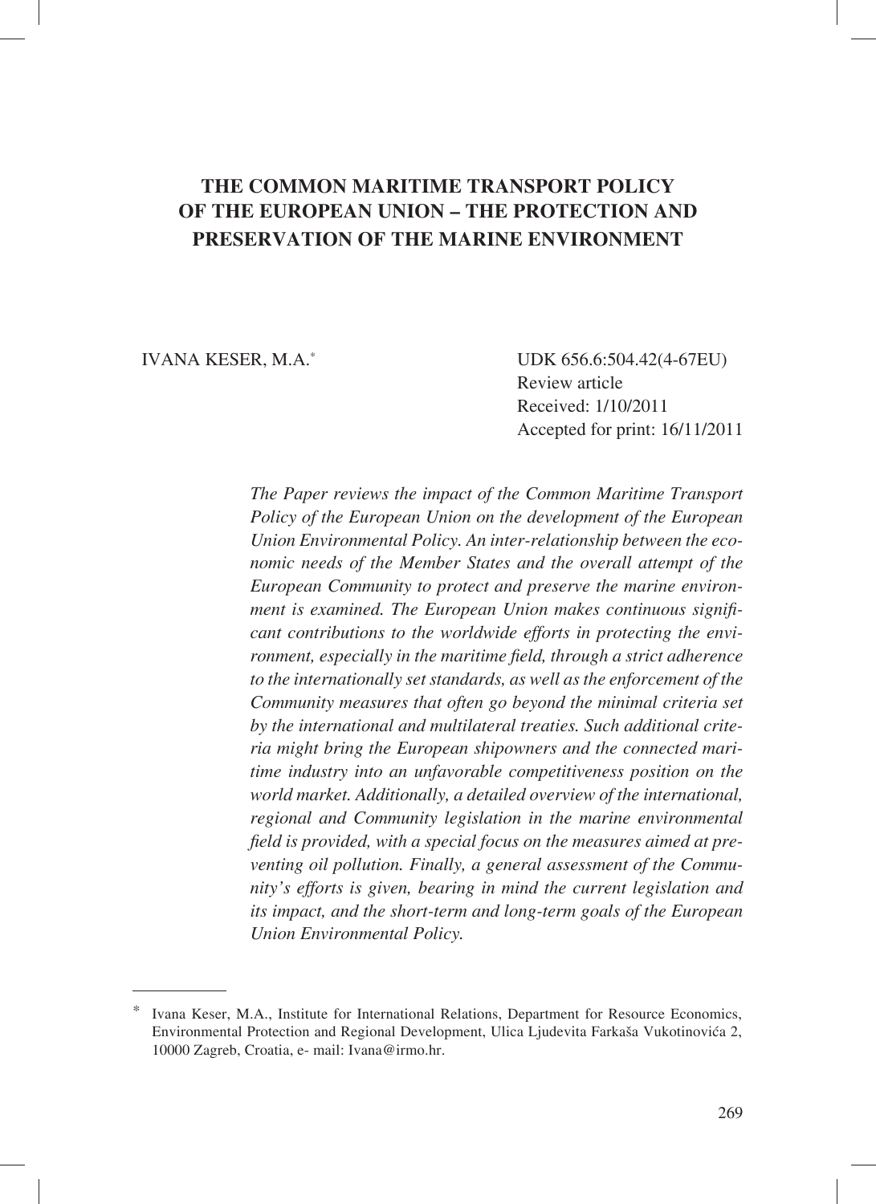# THE COMMON MARITIME TRANSPORT POLICY OF THE EUROPEAN UNION – THE PROTECTION AND PRESERVATION OF THE MARINE ENVIRONMENT

IVANA KESER, M.A.[*]

UDK 656.6:504.42(4-67EU)
Review article
Received: 1/10/2011
Accepted for print: 16/11/2011

*The Paper reviews the impact of the Common Maritime Transport Policy of the European Union on the development of the European Union Environmental Policy. An inter-relationship between the economic needs of the Member States and the overall attempt of the European Community to protect and preserve the marine environment is examined. The European Union makes continuous significant contributions to the worldwide efforts in protecting the environment, especially in the maritime field, through a strict adherence to the internationally set standards, as well as the enforcement of the Community measures that often go beyond the minimal criteria set by the international and multilateral treaties. Such additional criteria might bring the European shipowners and the connected maritime industry into an unfavorable competitiveness position on the world market. Additionally, a detailed overview of the international, regional and Community legislation in the marine environmental field is provided, with a special focus on the measures aimed at preventing oil pollution. Finally, a general assessment of the Community's efforts is given, bearing in mind the current legislation and its impact, and the short-term and long-term goals of the European Union Environmental Policy.*

---

[*] Ivana Keser, M.A., Institute for International Relations, Department for Resource Economics, Environmental Protection and Regional Development, Ulica Ljudevita Farkaša Vukotinovića 2, 10000 Zagreb, Croatia, e- mail: Ivana@irmo.hr.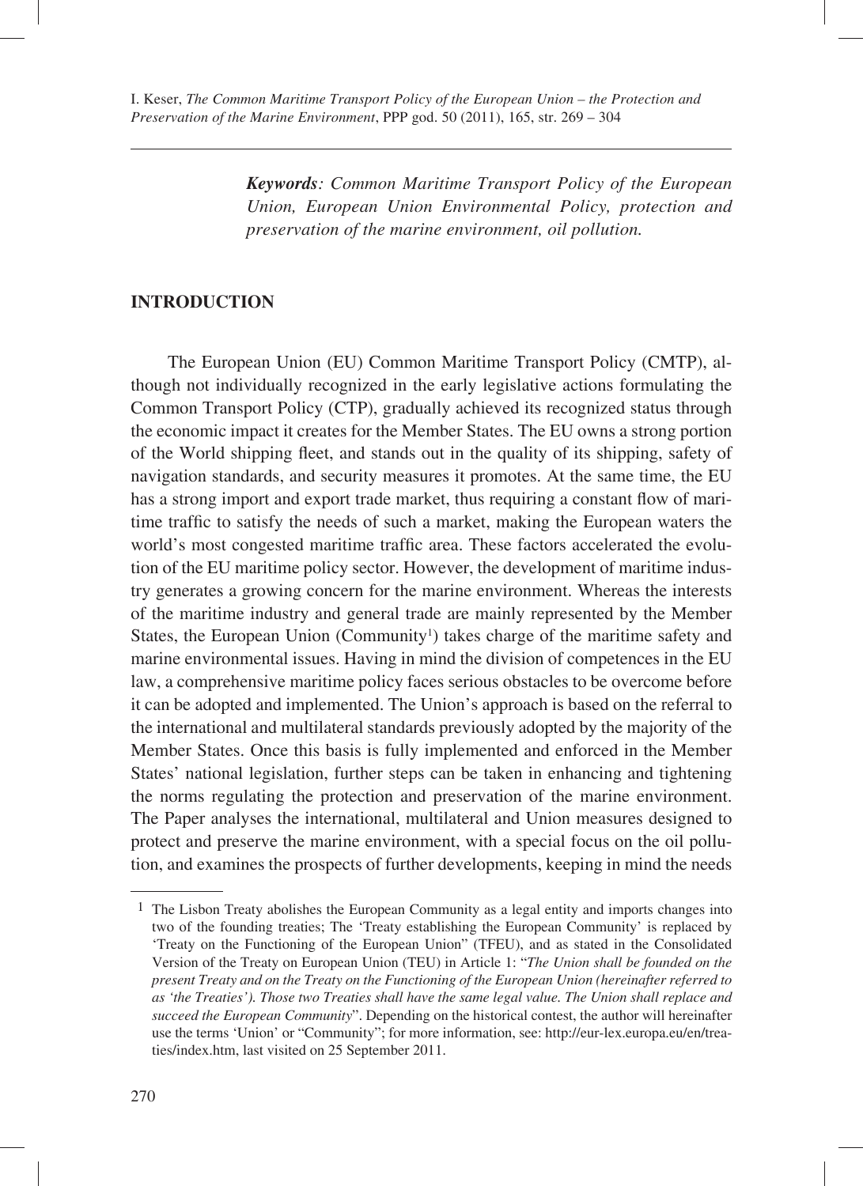*__Keywords__: Common Maritime Transport Policy of the European Union, European Union Environmental Policy, protection and preservation of the marine environment, oil pollution.*

## INTRODUCTION

The European Union (EU) Common Maritime Transport Policy (CMTP), although not individually recognized in the early legislative actions formulating the Common Transport Policy (CTP), gradually achieved its recognized status through the economic impact it creates for the Member States. The EU owns a strong portion of the World shipping fleet, and stands out in the quality of its shipping, safety of navigation standards, and security measures it promotes. At the same time, the EU has a strong import and export trade market, thus requiring a constant flow of maritime traffic to satisfy the needs of such a market, making the European waters the world's most congested maritime traffic area. These factors accelerated the evolution of the EU maritime policy sector. However, the development of maritime industry generates a growing concern for the marine environment. Whereas the interests of the maritime industry and general trade are mainly represented by the Member States, the European Union (Community[1]) takes charge of the maritime safety and marine environmental issues. Having in mind the division of competences in the EU law, a comprehensive maritime policy faces serious obstacles to be overcome before it can be adopted and implemented. The Union's approach is based on the referral to the international and multilateral standards previously adopted by the majority of the Member States. Once this basis is fully implemented and enforced in the Member States' national legislation, further steps can be taken in enhancing and tightening the norms regulating the protection and preservation of the marine environment. The Paper analyses the international, multilateral and Union measures designed to protect and preserve the marine environment, with a special focus on the oil pollution, and examines the prospects of further developments, keeping in mind the needs

---

[1] The Lisbon Treaty abolishes the European Community as a legal entity and imports changes into two of the founding treaties; The 'Treaty establishing the European Community' is replaced by 'Treaty on the Functioning of the European Union" (TFEU), and as stated in the Consolidated Version of the Treaty on European Union (TEU) in Article 1: "*The Union shall be founded on the present Treaty and on the Treaty on the Functioning of the European Union (hereinafter referred to as 'the Treaties'). Those two Treaties shall have the same legal value. The Union shall replace and succeed the European Community*". Depending on the historical contest, the author will hereinafter use the terms 'Union' or "Community"; for more information, see: http://eur-lex.europa.eu/en/treaties/index.htm, last visited on 25 September 2011.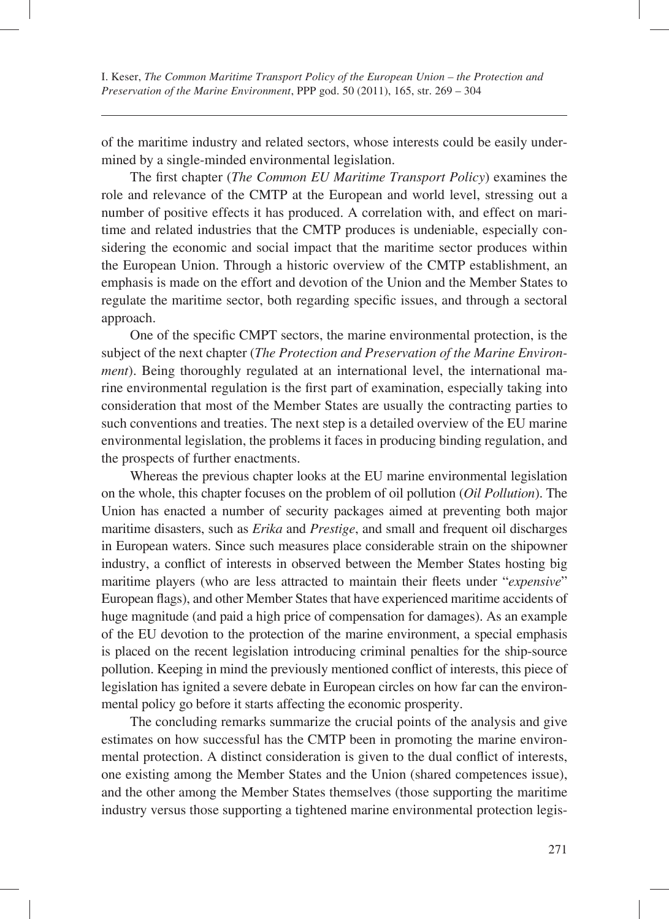of the maritime industry and related sectors, whose interests could be easily undermined by a single-minded environmental legislation.

The first chapter (*The Common EU Maritime Transport Policy*) examines the role and relevance of the CMTP at the European and world level, stressing out a number of positive effects it has produced. A correlation with, and effect on maritime and related industries that the CMTP produces is undeniable, especially considering the economic and social impact that the maritime sector produces within the European Union. Through a historic overview of the CMTP establishment, an emphasis is made on the effort and devotion of the Union and the Member States to regulate the maritime sector, both regarding specific issues, and through a sectoral approach.

One of the specific CMPT sectors, the marine environmental protection, is the subject of the next chapter (*The Protection and Preservation of the Marine Environment*). Being thoroughly regulated at an international level, the international marine environmental regulation is the first part of examination, especially taking into consideration that most of the Member States are usually the contracting parties to such conventions and treaties. The next step is a detailed overview of the EU marine environmental legislation, the problems it faces in producing binding regulation, and the prospects of further enactments.

Whereas the previous chapter looks at the EU marine environmental legislation on the whole, this chapter focuses on the problem of oil pollution (*Oil Pollution*). The Union has enacted a number of security packages aimed at preventing both major maritime disasters, such as *Erika* and *Prestige*, and small and frequent oil discharges in European waters. Since such measures place considerable strain on the shipowner industry, a conflict of interests in observed between the Member States hosting big maritime players (who are less attracted to maintain their fleets under "*expensive*" European flags), and other Member States that have experienced maritime accidents of huge magnitude (and paid a high price of compensation for damages). As an example of the EU devotion to the protection of the marine environment, a special emphasis is placed on the recent legislation introducing criminal penalties for the ship-source pollution. Keeping in mind the previously mentioned conflict of interests, this piece of legislation has ignited a severe debate in European circles on how far can the environmental policy go before it starts affecting the economic prosperity.

The concluding remarks summarize the crucial points of the analysis and give estimates on how successful has the CMTP been in promoting the marine environmental protection. A distinct consideration is given to the dual conflict of interests, one existing among the Member States and the Union (shared competences issue), and the other among the Member States themselves (those supporting the maritime industry versus those supporting a tightened marine environmental protection legis-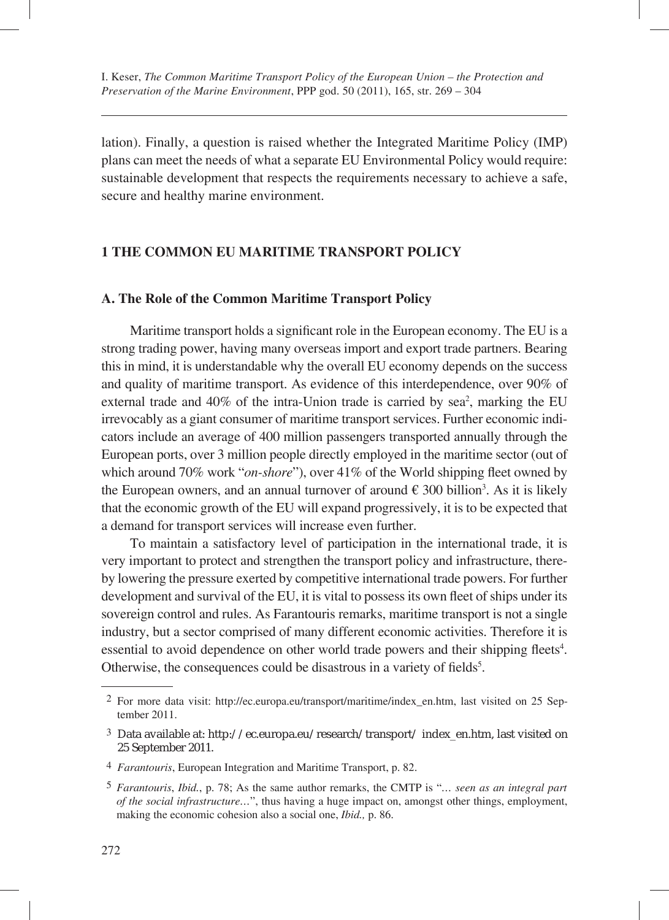lation). Finally, a question is raised whether the Integrated Maritime Policy (IMP) plans can meet the needs of what a separate EU Environmental Policy would require: sustainable development that respects the requirements necessary to achieve a safe, secure and healthy marine environment.

## 1 THE COMMON EU MARITIME TRANSPORT POLICY

### A. The Role of the Common Maritime Transport Policy

Maritime transport holds a significant role in the European economy. The EU is a strong trading power, having many overseas import and export trade partners. Bearing this in mind, it is understandable why the overall EU economy depends on the success and quality of maritime transport. As evidence of this interdependence, over 90% of external trade and 40% of the intra-Union trade is carried by sea[2], marking the EU irrevocably as a giant consumer of maritime transport services. Further economic indicators include an average of 400 million passengers transported annually through the European ports, over 3 million people directly employed in the maritime sector (out of which around 70% work "*on-shore*"), over 41% of the World shipping fleet owned by the European owners, and an annual turnover of around € 300 billion[3]. As it is likely that the economic growth of the EU will expand progressively, it is to be expected that a demand for transport services will increase even further.

To maintain a satisfactory level of participation in the international trade, it is very important to protect and strengthen the transport policy and infrastructure, thereby lowering the pressure exerted by competitive international trade powers. For further development and survival of the EU, it is vital to possess its own fleet of ships under its sovereign control and rules. As Farantouris remarks, maritime transport is not a single industry, but a sector comprised of many different economic activities. Therefore it is essential to avoid dependence on other world trade powers and their shipping fleets[4]. Otherwise, the consequences could be disastrous in a variety of fields[5].

---

[2] For more data visit: http://ec.europa.eu/transport/maritime/index_en.htm, last visited on 25 September 2011.

[3] Data available at: http://ec.europa.eu/research/transport/ index_en.htm, last visited on 25 September 2011.

[4] *Farantouris*, European Integration and Maritime Transport, p. 82.

[5] *Farantouris*, *Ibid.*, p. 78; As the same author remarks, the CMTP is "*... seen as an integral part of the social infrastructure...*", thus having a huge impact on, amongst other things, employment, making the economic cohesion also a social one, *Ibid.,* p. 86.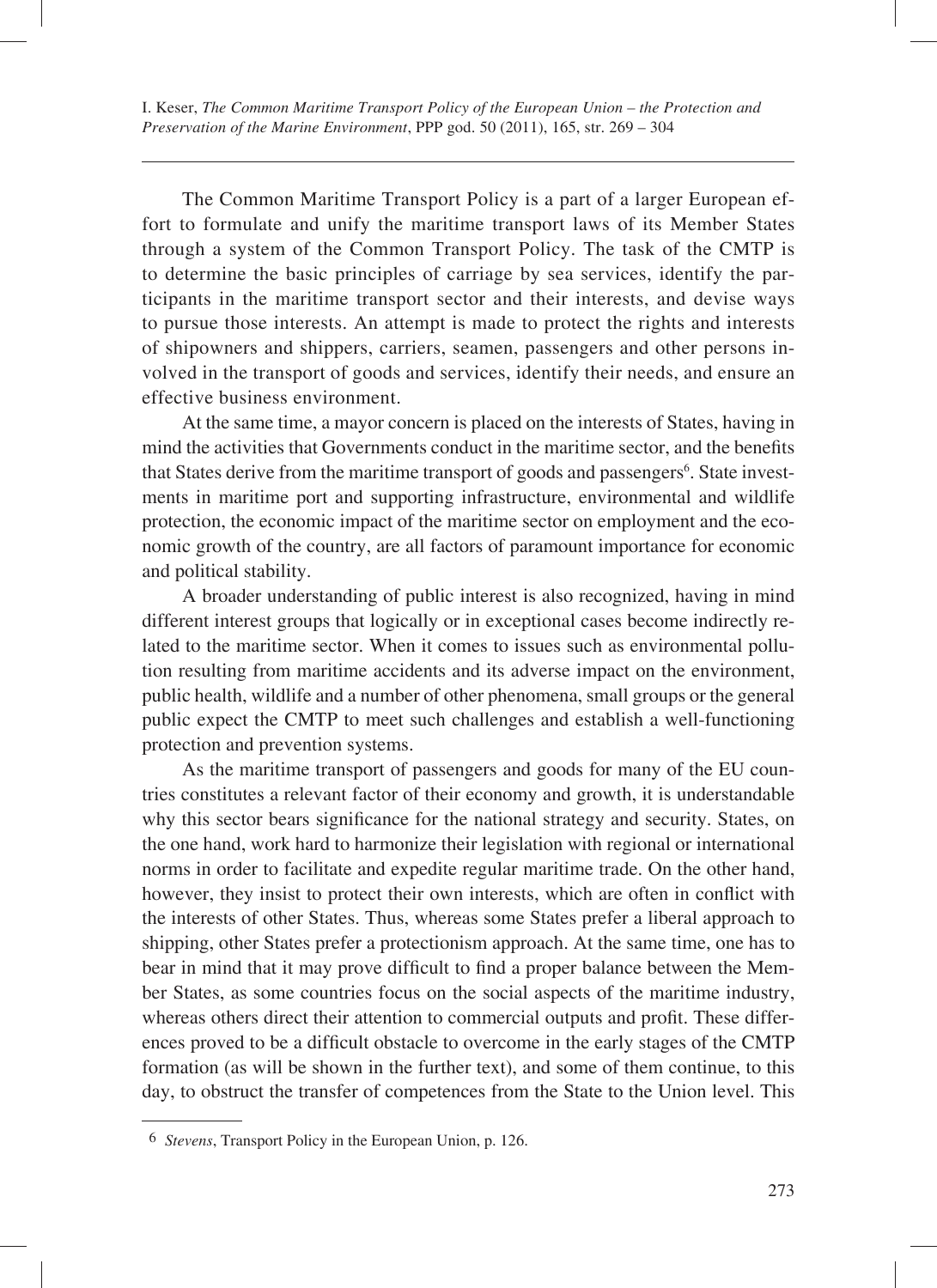The Common Maritime Transport Policy is a part of a larger European effort to formulate and unify the maritime transport laws of its Member States through a system of the Common Transport Policy. The task of the CMTP is to determine the basic principles of carriage by sea services, identify the participants in the maritime transport sector and their interests, and devise ways to pursue those interests. An attempt is made to protect the rights and interests of shipowners and shippers, carriers, seamen, passengers and other persons involved in the transport of goods and services, identify their needs, and ensure an effective business environment.

At the same time, a mayor concern is placed on the interests of States, having in mind the activities that Governments conduct in the maritime sector, and the benefits that States derive from the maritime transport of goods and passengers[6]. State investments in maritime port and supporting infrastructure, environmental and wildlife protection, the economic impact of the maritime sector on employment and the economic growth of the country, are all factors of paramount importance for economic and political stability.

A broader understanding of public interest is also recognized, having in mind different interest groups that logically or in exceptional cases become indirectly related to the maritime sector. When it comes to issues such as environmental pollution resulting from maritime accidents and its adverse impact on the environment, public health, wildlife and a number of other phenomena, small groups or the general public expect the CMTP to meet such challenges and establish a well-functioning protection and prevention systems.

As the maritime transport of passengers and goods for many of the EU countries constitutes a relevant factor of their economy and growth, it is understandable why this sector bears significance for the national strategy and security. States, on the one hand, work hard to harmonize their legislation with regional or international norms in order to facilitate and expedite regular maritime trade. On the other hand, however, they insist to protect their own interests, which are often in conflict with the interests of other States. Thus, whereas some States prefer a liberal approach to shipping, other States prefer a protectionism approach. At the same time, one has to bear in mind that it may prove difficult to find a proper balance between the Member States, as some countries focus on the social aspects of the maritime industry, whereas others direct their attention to commercial outputs and profit. These differences proved to be a difficult obstacle to overcome in the early stages of the CMTP formation (as will be shown in the further text), and some of them continue, to this day, to obstruct the transfer of competences from the State to the Union level. This

---

[6] *Stevens*, Transport Policy in the European Union, p. 126.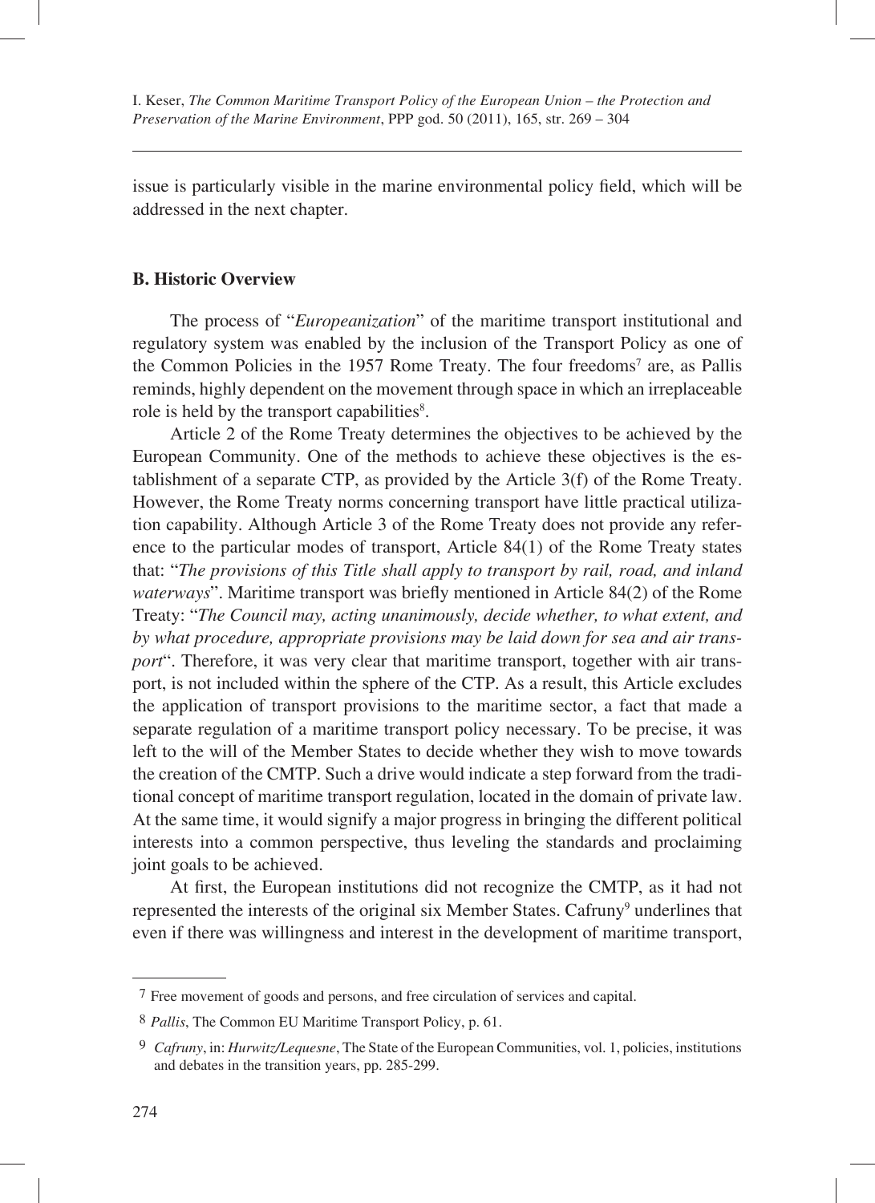issue is particularly visible in the marine environmental policy field, which will be addressed in the next chapter.

### B. Historic Overview

The process of "*Europeanization*" of the maritime transport institutional and regulatory system was enabled by the inclusion of the Transport Policy as one of the Common Policies in the 1957 Rome Treaty. The four freedoms[7] are, as Pallis reminds, highly dependent on the movement through space in which an irreplaceable role is held by the transport capabilities[8].

Article 2 of the Rome Treaty determines the objectives to be achieved by the European Community. One of the methods to achieve these objectives is the establishment of a separate CTP, as provided by the Article 3(f) of the Rome Treaty. However, the Rome Treaty norms concerning transport have little practical utilization capability. Although Article 3 of the Rome Treaty does not provide any reference to the particular modes of transport, Article 84(1) of the Rome Treaty states that: "*The provisions of this Title shall apply to transport by rail, road, and inland waterways*". Maritime transport was briefly mentioned in Article 84(2) of the Rome Treaty: "*The Council may, acting unanimously, decide whether, to what extent, and by what procedure, appropriate provisions may be laid down for sea and air transport*". Therefore, it was very clear that maritime transport, together with air transport, is not included within the sphere of the CTP. As a result, this Article excludes the application of transport provisions to the maritime sector, a fact that made a separate regulation of a maritime transport policy necessary. To be precise, it was left to the will of the Member States to decide whether they wish to move towards the creation of the CMTP. Such a drive would indicate a step forward from the traditional concept of maritime transport regulation, located in the domain of private law. At the same time, it would signify a major progress in bringing the different political interests into a common perspective, thus leveling the standards and proclaiming joint goals to be achieved.

At first, the European institutions did not recognize the CMTP, as it had not represented the interests of the original six Member States. Cafruny[9] underlines that even if there was willingness and interest in the development of maritime transport,

---

[7] Free movement of goods and persons, and free circulation of services and capital.

[8] *Pallis*, The Common EU Maritime Transport Policy, p. 61.

[9] *Cafruny*, in: *Hurwitz/Lequesne*, The State of the European Communities, vol. 1, policies, institutions and debates in the transition years, pp. 285-299.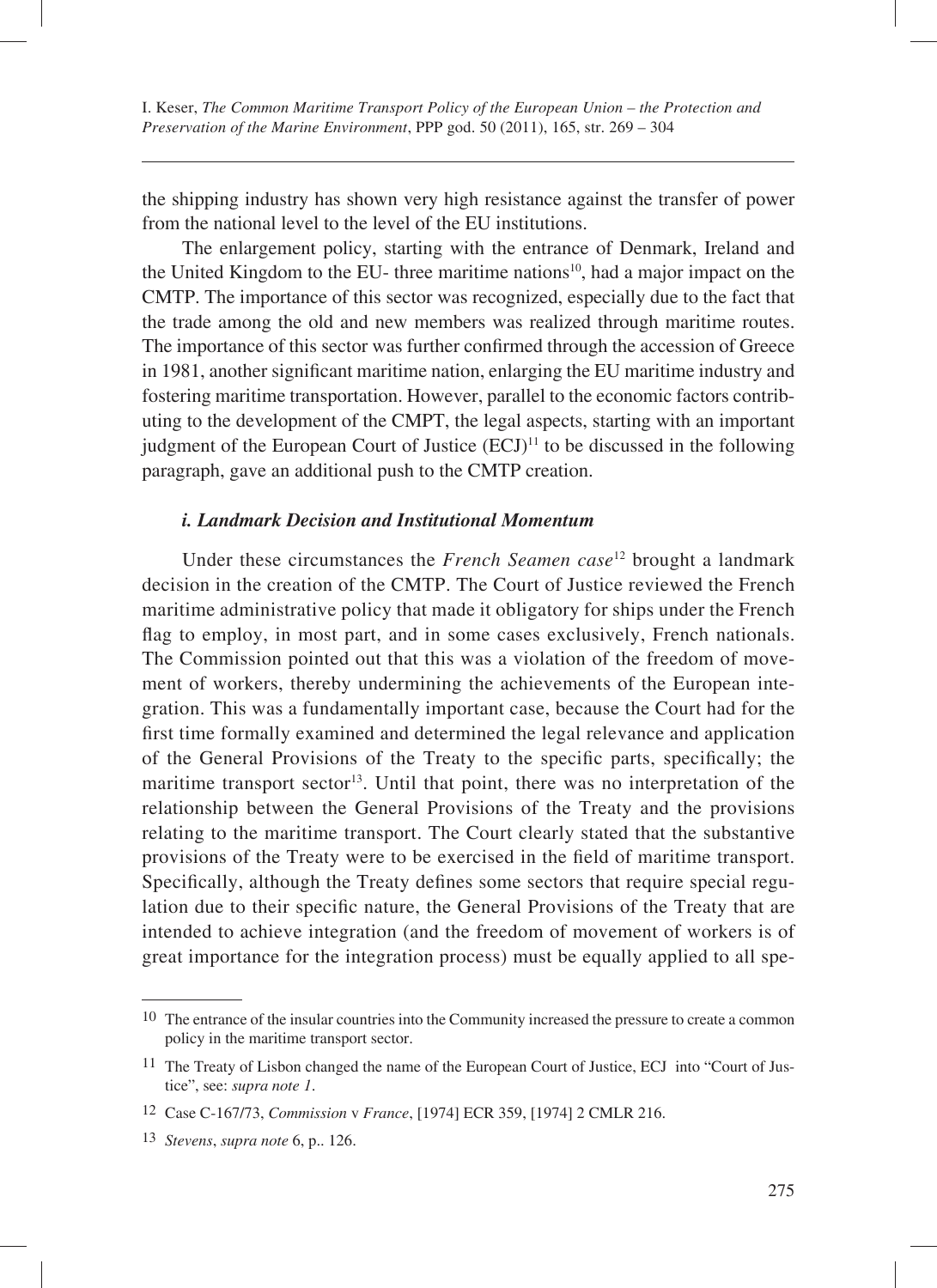the shipping industry has shown very high resistance against the transfer of power from the national level to the level of the EU institutions.

The enlargement policy, starting with the entrance of Denmark, Ireland and the United Kingdom to the EU- three maritime nations[10], had a major impact on the CMTP. The importance of this sector was recognized, especially due to the fact that the trade among the old and new members was realized through maritime routes. The importance of this sector was further confirmed through the accession of Greece in 1981, another significant maritime nation, enlarging the EU maritime industry and fostering maritime transportation. However, parallel to the economic factors contributing to the development of the CMPT, the legal aspects, starting with an important judgment of the European Court of Justice (ECJ)[11] to be discussed in the following paragraph, gave an additional push to the CMTP creation.

#### *i. Landmark Decision and Institutional Momentum*

Under these circumstances the *French Seamen case*[12] brought a landmark decision in the creation of the CMTP. The Court of Justice reviewed the French maritime administrative policy that made it obligatory for ships under the French flag to employ, in most part, and in some cases exclusively, French nationals. The Commission pointed out that this was a violation of the freedom of movement of workers, thereby undermining the achievements of the European integration. This was a fundamentally important case, because the Court had for the first time formally examined and determined the legal relevance and application of the General Provisions of the Treaty to the specific parts, specifically; the maritime transport sector[13]. Until that point, there was no interpretation of the relationship between the General Provisions of the Treaty and the provisions relating to the maritime transport. The Court clearly stated that the substantive provisions of the Treaty were to be exercised in the field of maritime transport. Specifically, although the Treaty defines some sectors that require special regulation due to their specific nature, the General Provisions of the Treaty that are intended to achieve integration (and the freedom of movement of workers is of great importance for the integration process) must be equally applied to all spe-

---

[10] The entrance of the insular countries into the Community increased the pressure to create a common policy in the maritime transport sector.

[11] The Treaty of Lisbon changed the name of the European Court of Justice, ECJ into "Court of Justice", see: *supra note 1*.

[12] Case C-167/73, *Commission* v *France*, [1974] ECR 359, [1974] 2 CMLR 216.

[13] *Stevens*, *supra note* 6, p.. 126.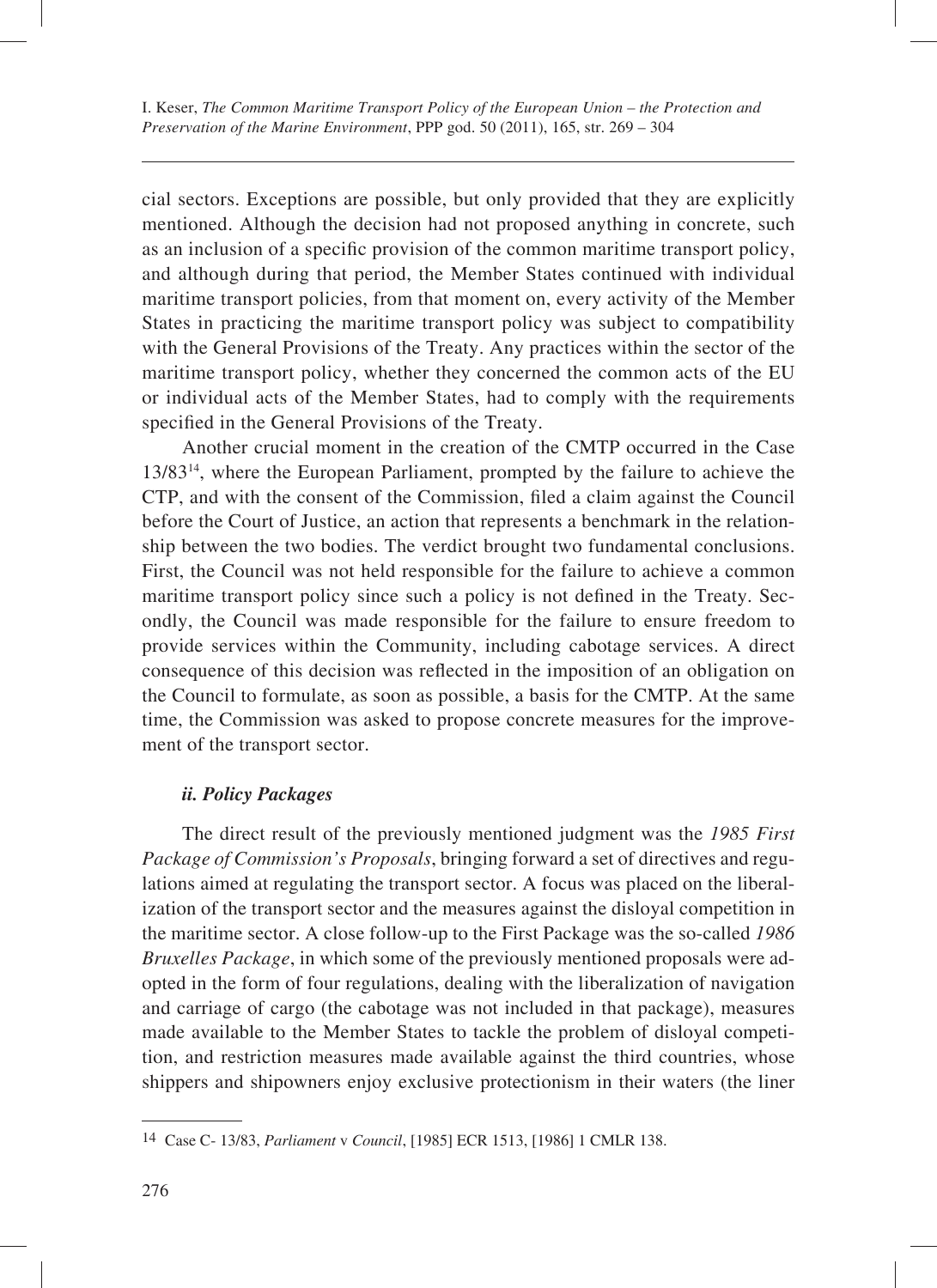cial sectors. Exceptions are possible, but only provided that they are explicitly mentioned. Although the decision had not proposed anything in concrete, such as an inclusion of a specific provision of the common maritime transport policy, and although during that period, the Member States continued with individual maritime transport policies, from that moment on, every activity of the Member States in practicing the maritime transport policy was subject to compatibility with the General Provisions of the Treaty. Any practices within the sector of the maritime transport policy, whether they concerned the common acts of the EU or individual acts of the Member States, had to comply with the requirements specified in the General Provisions of the Treaty.

Another crucial moment in the creation of the CMTP occurred in the Case 13/83[14], where the European Parliament, prompted by the failure to achieve the CTP, and with the consent of the Commission, filed a claim against the Council before the Court of Justice, an action that represents a benchmark in the relationship between the two bodies. The verdict brought two fundamental conclusions. First, the Council was not held responsible for the failure to achieve a common maritime transport policy since such a policy is not defined in the Treaty. Secondly, the Council was made responsible for the failure to ensure freedom to provide services within the Community, including cabotage services. A direct consequence of this decision was reflected in the imposition of an obligation on the Council to formulate, as soon as possible, a basis for the CMTP. At the same time, the Commission was asked to propose concrete measures for the improvement of the transport sector.

### *ii. Policy Packages*

The direct result of the previously mentioned judgment was the *1985 First Package of Commission's Proposals*, bringing forward a set of directives and regulations aimed at regulating the transport sector. A focus was placed on the liberalization of the transport sector and the measures against the disloyal competition in the maritime sector. A close follow-up to the First Package was the so-called *1986 Bruxelles Package*, in which some of the previously mentioned proposals were adopted in the form of four regulations, dealing with the liberalization of navigation and carriage of cargo (the cabotage was not included in that package), measures made available to the Member States to tackle the problem of disloyal competition, and restriction measures made available against the third countries, whose shippers and shipowners enjoy exclusive protectionism in their waters (the liner

---

[14] Case C- 13/83, *Parliament* v *Council*, [1985] ECR 1513, [1986] 1 CMLR 138.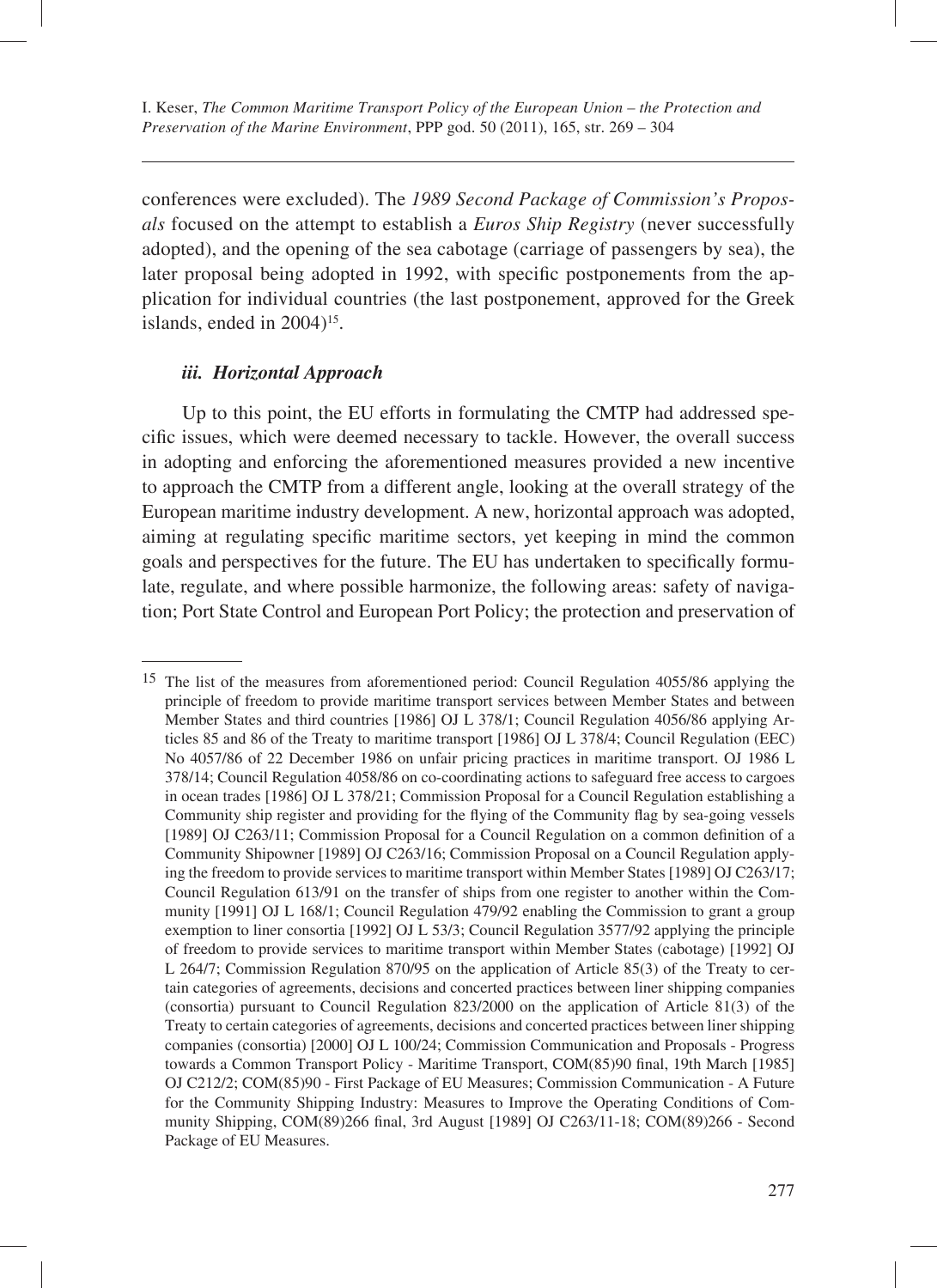conferences were excluded). The *1989 Second Package of Commission's Proposals* focused on the attempt to establish a *Euros Ship Registry* (never successfully adopted), and the opening of the sea cabotage (carriage of passengers by sea), the later proposal being adopted in 1992, with specific postponements from the application for individual countries (the last postponement, approved for the Greek islands, ended in 2004)[15].

### *iii. Horizontal Approach*

Up to this point, the EU efforts in formulating the CMTP had addressed specific issues, which were deemed necessary to tackle. However, the overall success in adopting and enforcing the aforementioned measures provided a new incentive to approach the CMTP from a different angle, looking at the overall strategy of the European maritime industry development. A new, horizontal approach was adopted, aiming at regulating specific maritime sectors, yet keeping in mind the common goals and perspectives for the future. The EU has undertaken to specifically formulate, regulate, and where possible harmonize, the following areas: safety of navigation; Port State Control and European Port Policy; the protection and preservation of

---

[15] The list of the measures from aforementioned period: Council Regulation 4055/86 applying the principle of freedom to provide maritime transport services between Member States and between Member States and third countries [1986] OJ L 378/1; Council Regulation 4056/86 applying Articles 85 and 86 of the Treaty to maritime transport [1986] OJ L 378/4; Council Regulation (EEC) No 4057/86 of 22 December 1986 on unfair pricing practices in maritime transport. OJ 1986 L 378/14; Council Regulation 4058/86 on co-coordinating actions to safeguard free access to cargoes in ocean trades [1986] OJ L 378/21; Commission Proposal for a Council Regulation establishing a Community ship register and providing for the flying of the Community flag by sea-going vessels [1989] OJ C263/11; Commission Proposal for a Council Regulation on a common definition of a Community Shipowner [1989] OJ C263/16; Commission Proposal on a Council Regulation applying the freedom to provide services to maritime transport within Member States [1989] OJ C263/17; Council Regulation 613/91 on the transfer of ships from one register to another within the Community [1991] OJ L 168/1; Council Regulation 479/92 enabling the Commission to grant a group exemption to liner consortia [1992] OJ L 53/3; Council Regulation 3577/92 applying the principle of freedom to provide services to maritime transport within Member States (cabotage) [1992] OJ L 264/7; Commission Regulation 870/95 on the application of Article 85(3) of the Treaty to certain categories of agreements, decisions and concerted practices between liner shipping companies (consortia) pursuant to Council Regulation 823/2000 on the application of Article 81(3) of the Treaty to certain categories of agreements, decisions and concerted practices between liner shipping companies (consortia) [2000] OJ L 100/24; Commission Communication and Proposals - Progress towards a Common Transport Policy - Maritime Transport, COM(85)90 final, 19th March [1985] OJ C212/2; COM(85)90 - First Package of EU Measures; Commission Communication - A Future for the Community Shipping Industry: Measures to Improve the Operating Conditions of Community Shipping, COM(89)266 final, 3rd August [1989] OJ C263/11-18; COM(89)266 - Second Package of EU Measures.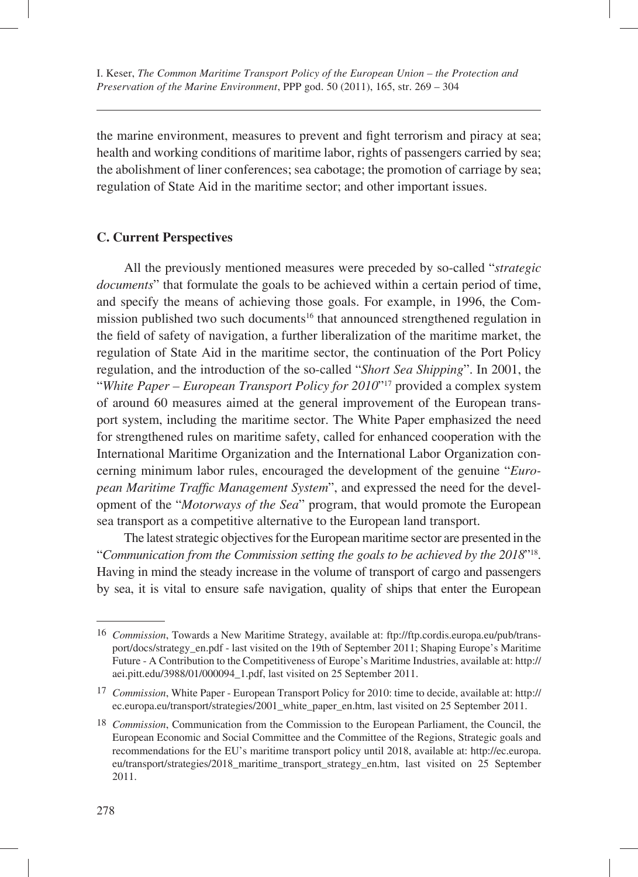the marine environment, measures to prevent and fight terrorism and piracy at sea; health and working conditions of maritime labor, rights of passengers carried by sea; the abolishment of liner conferences; sea cabotage; the promotion of carriage by sea; regulation of State Aid in the maritime sector; and other important issues.

### C. Current Perspectives

All the previously mentioned measures were preceded by so-called "*strategic documents*" that formulate the goals to be achieved within a certain period of time, and specify the means of achieving those goals. For example, in 1996, the Commission published two such documents[16] that announced strengthened regulation in the field of safety of navigation, a further liberalization of the maritime market, the regulation of State Aid in the maritime sector, the continuation of the Port Policy regulation, and the introduction of the so-called "*Short Sea Shipping*". In 2001, the "*White Paper – European Transport Policy for 2010*"[17] provided a complex system of around 60 measures aimed at the general improvement of the European transport system, including the maritime sector. The White Paper emphasized the need for strengthened rules on maritime safety, called for enhanced cooperation with the International Maritime Organization and the International Labor Organization concerning minimum labor rules, encouraged the development of the genuine "*European Maritime Traffic Management System*", and expressed the need for the development of the "*Motorways of the Sea*" program, that would promote the European sea transport as a competitive alternative to the European land transport.

The latest strategic objectives for the European maritime sector are presented in the "*Communication from the Commission setting the goals to be achieved by the 2018*"[18]. Having in mind the steady increase in the volume of transport of cargo and passengers by sea, it is vital to ensure safe navigation, quality of ships that enter the European

---

[16] *Commission*, Towards a New Maritime Strategy, available at: ftp://ftp.cordis.europa.eu/pub/transport/docs/strategy_en.pdf - last visited on the 19th of September 2011; Shaping Europe's Maritime Future - A Contribution to the Competitiveness of Europe's Maritime Industries, available at: http://aei.pitt.edu/3988/01/000094_1.pdf, last visited on 25 September 2011.

[17] *Commission*, White Paper - European Transport Policy for 2010: time to decide, available at: http://ec.europa.eu/transport/strategies/2001_white_paper_en.htm, last visited on 25 September 2011.

[18] *Commission*, Communication from the Commission to the European Parliament, the Council, the European Economic and Social Committee and the Committee of the Regions, Strategic goals and recommendations for the EU's maritime transport policy until 2018, available at: http://ec.europa.eu/transport/strategies/2018_maritime_transport_strategy_en.htm, last visited on 25 September 2011.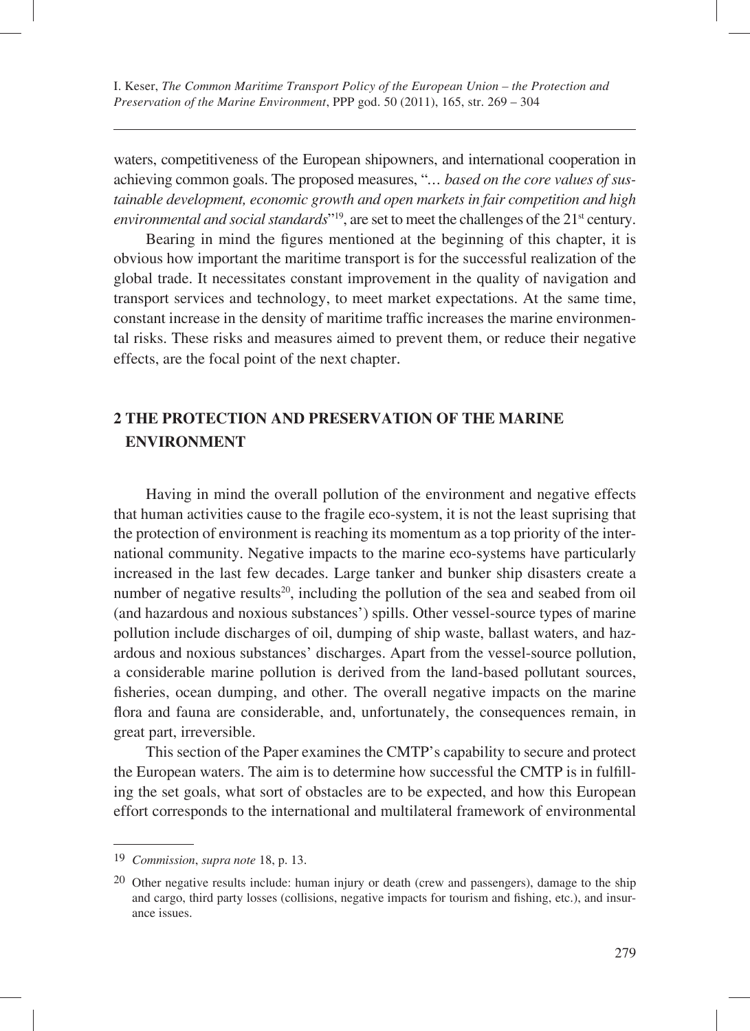waters, competitiveness of the European shipowners, and international cooperation in achieving common goals. The proposed measures, "*… based on the core values of sustainable development, economic growth and open markets in fair competition and high environmental and social standards*"[19], are set to meet the challenges of the 21st century.

Bearing in mind the figures mentioned at the beginning of this chapter, it is obvious how important the maritime transport is for the successful realization of the global trade. It necessitates constant improvement in the quality of navigation and transport services and technology, to meet market expectations. At the same time, constant increase in the density of maritime traffic increases the marine environmental risks. These risks and measures aimed to prevent them, or reduce their negative effects, are the focal point of the next chapter.

## 2 THE PROTECTION AND PRESERVATION OF THE MARINE ENVIRONMENT

Having in mind the overall pollution of the environment and negative effects that human activities cause to the fragile eco-system, it is not the least suprising that the protection of environment is reaching its momentum as a top priority of the international community. Negative impacts to the marine eco-systems have particularly increased in the last few decades. Large tanker and bunker ship disasters create a number of negative results[20], including the pollution of the sea and seabed from oil (and hazardous and noxious substances') spills. Other vessel-source types of marine pollution include discharges of oil, dumping of ship waste, ballast waters, and hazardous and noxious substances' discharges. Apart from the vessel-source pollution, a considerable marine pollution is derived from the land-based pollutant sources, fisheries, ocean dumping, and other. The overall negative impacts on the marine flora and fauna are considerable, and, unfortunately, the consequences remain, in great part, irreversible.

This section of the Paper examines the CMTP's capability to secure and protect the European waters. The aim is to determine how successful the CMTP is in fulfilling the set goals, what sort of obstacles are to be expected, and how this European effort corresponds to the international and multilateral framework of environmental

---

19 *Commission*, *supra note* 18, p. 13.

20 Other negative results include: human injury or death (crew and passengers), damage to the ship and cargo, third party losses (collisions, negative impacts for tourism and fishing, etc.), and insurance issues.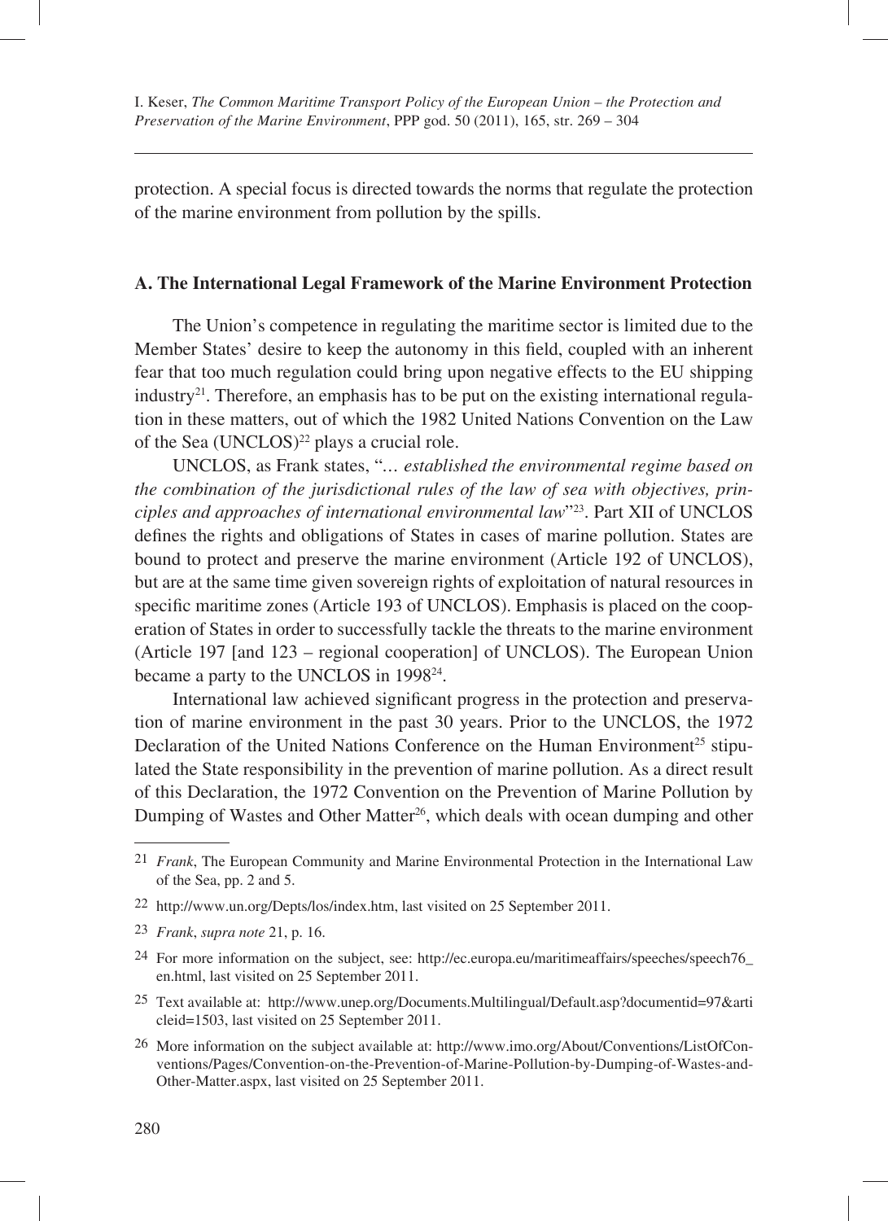protection. A special focus is directed towards the norms that regulate the protection of the marine environment from pollution by the spills.

### A. The International Legal Framework of the Marine Environment Protection

The Union's competence in regulating the maritime sector is limited due to the Member States' desire to keep the autonomy in this field, coupled with an inherent fear that too much regulation could bring upon negative effects to the EU shipping industry[21]. Therefore, an emphasis has to be put on the existing international regulation in these matters, out of which the 1982 United Nations Convention on the Law of the Sea (UNCLOS)[22] plays a crucial role.

UNCLOS, as Frank states, "*… established the environmental regime based on the combination of the jurisdictional rules of the law of sea with objectives, principles and approaches of international environmental law*"[23]. Part XII of UNCLOS defines the rights and obligations of States in cases of marine pollution. States are bound to protect and preserve the marine environment (Article 192 of UNCLOS), but are at the same time given sovereign rights of exploitation of natural resources in specific maritime zones (Article 193 of UNCLOS). Emphasis is placed on the cooperation of States in order to successfully tackle the threats to the marine environment (Article 197 [and 123 – regional cooperation] of UNCLOS). The European Union became a party to the UNCLOS in 1998[24].

International law achieved significant progress in the protection and preservation of marine environment in the past 30 years. Prior to the UNCLOS, the 1972 Declaration of the United Nations Conference on the Human Environment[25] stipulated the State responsibility in the prevention of marine pollution. As a direct result of this Declaration, the 1972 Convention on the Prevention of Marine Pollution by Dumping of Wastes and Other Matter[26], which deals with ocean dumping and other

---

[21] *Frank*, The European Community and Marine Environmental Protection in the International Law of the Sea, pp. 2 and 5.

[22] http://www.un.org/Depts/los/index.htm, last visited on 25 September 2011.

[23] *Frank*, *supra note* 21, p. 16.

[24] For more information on the subject, see: http://ec.europa.eu/maritimeaffairs/speeches/speech76_en.html, last visited on 25 September 2011.

[25] Text available at: http://www.unep.org/Documents.Multilingual/Default.asp?documentid=97&articleid=1503, last visited on 25 September 2011.

[26] More information on the subject available at: http://www.imo.org/About/Conventions/ListOfConventions/Pages/Convention-on-the-Prevention-of-Marine-Pollution-by-Dumping-of-Wastes-and-Other-Matter.aspx, last visited on 25 September 2011.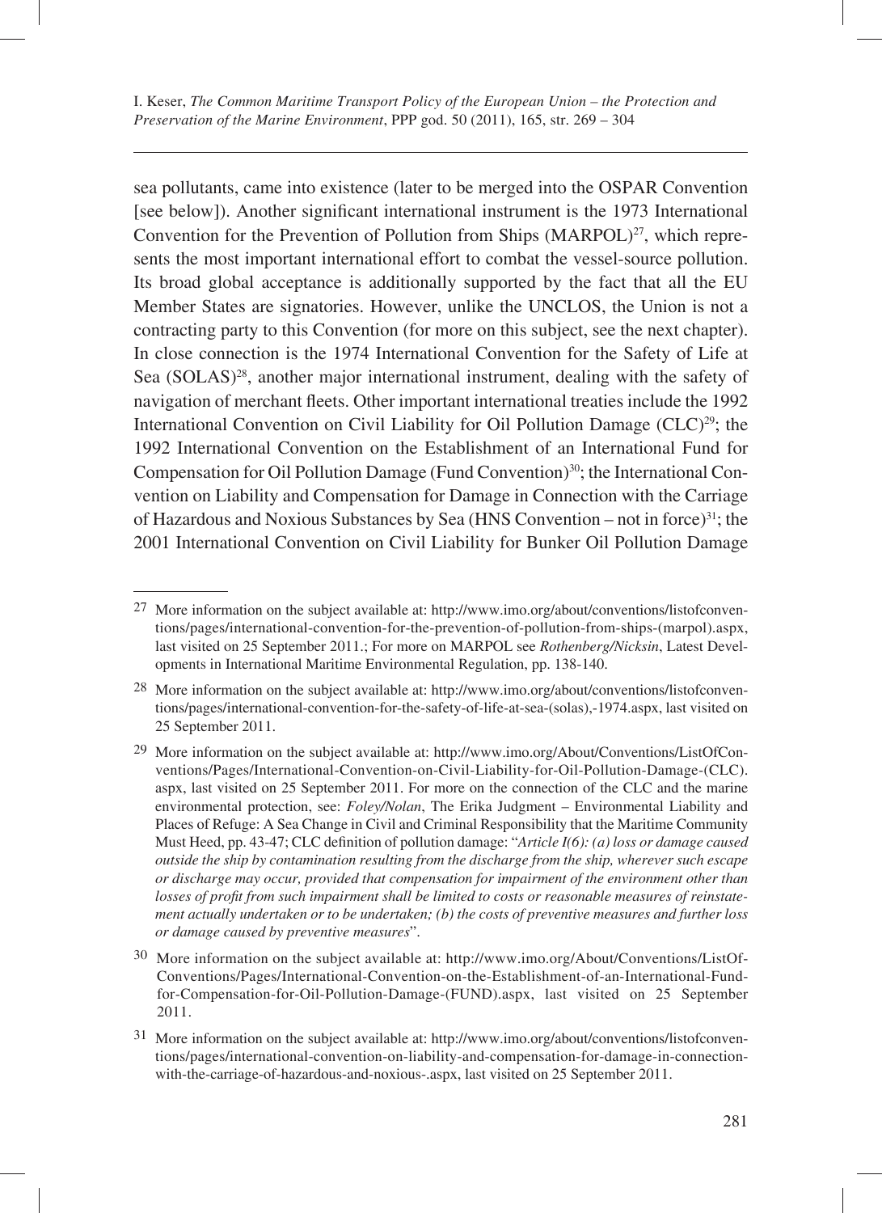sea pollutants, came into existence (later to be merged into the OSPAR Convention [see below]). Another significant international instrument is the 1973 International Convention for the Prevention of Pollution from Ships (MARPOL)[27], which represents the most important international effort to combat the vessel-source pollution. Its broad global acceptance is additionally supported by the fact that all the EU Member States are signatories. However, unlike the UNCLOS, the Union is not a contracting party to this Convention (for more on this subject, see the next chapter). In close connection is the 1974 International Convention for the Safety of Life at Sea (SOLAS)[28], another major international instrument, dealing with the safety of navigation of merchant fleets. Other important international treaties include the 1992 International Convention on Civil Liability for Oil Pollution Damage (CLC)[29]; the 1992 International Convention on the Establishment of an International Fund for Compensation for Oil Pollution Damage (Fund Convention)[30]; the International Convention on Liability and Compensation for Damage in Connection with the Carriage of Hazardous and Noxious Substances by Sea (HNS Convention – not in force)[31]; the 2001 International Convention on Civil Liability for Bunker Oil Pollution Damage

---

[27] More information on the subject available at: http://www.imo.org/about/conventions/listofconventions/pages/international-convention-for-the-prevention-of-pollution-from-ships-(marpol).aspx, last visited on 25 September 2011.; For more on MARPOL see *Rothenberg/Nicksin*, Latest Developments in International Maritime Environmental Regulation, pp. 138-140.

[28] More information on the subject available at: http://www.imo.org/about/conventions/listofconventions/pages/international-convention-for-the-safety-of-life-at-sea-(solas),-1974.aspx, last visited on 25 September 2011.

[29] More information on the subject available at: http://www.imo.org/About/Conventions/ListOfConventions/Pages/International-Convention-on-Civil-Liability-for-Oil-Pollution-Damage-(CLC).aspx, last visited on 25 September 2011. For more on the connection of the CLC and the marine environmental protection, see: *Foley/Nolan*, The Erika Judgment – Environmental Liability and Places of Refuge: A Sea Change in Civil and Criminal Responsibility that the Maritime Community Must Heed, pp. 43-47; CLC definition of pollution damage: "*Article I(6): (a) loss or damage caused outside the ship by contamination resulting from the discharge from the ship, wherever such escape or discharge may occur, provided that compensation for impairment of the environment other than losses of profit from such impairment shall be limited to costs or reasonable measures of reinstatement actually undertaken or to be undertaken; (b) the costs of preventive measures and further loss or damage caused by preventive measures*".

[30] More information on the subject available at: http://www.imo.org/About/Conventions/ListOfConventions/Pages/International-Convention-on-the-Establishment-of-an-International-Fund-for-Compensation-for-Oil-Pollution-Damage-(FUND).aspx, last visited on 25 September 2011.

[31] More information on the subject available at: http://www.imo.org/about/conventions/listofconventions/pages/international-convention-on-liability-and-compensation-for-damage-in-connection-with-the-carriage-of-hazardous-and-noxious-.aspx, last visited on 25 September 2011.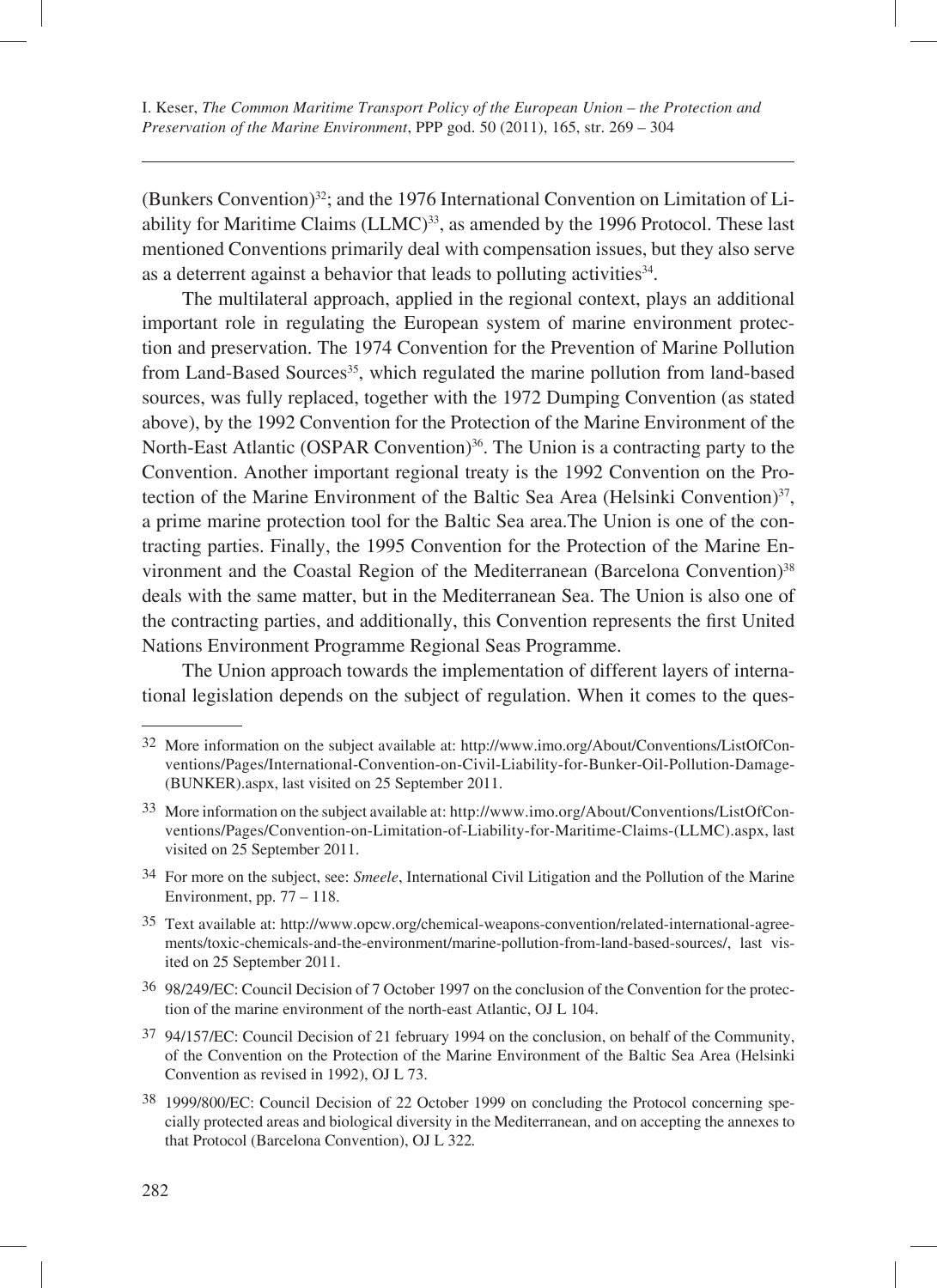(Bunkers Convention)[32]; and the 1976 International Convention on Limitation of Liability for Maritime Claims (LLMC)[33], as amended by the 1996 Protocol. These last mentioned Conventions primarily deal with compensation issues, but they also serve as a deterrent against a behavior that leads to polluting activities[34].

The multilateral approach, applied in the regional context, plays an additional important role in regulating the European system of marine environment protection and preservation. The 1974 Convention for the Prevention of Marine Pollution from Land-Based Sources[35], which regulated the marine pollution from land-based sources, was fully replaced, together with the 1972 Dumping Convention (as stated above), by the 1992 Convention for the Protection of the Marine Environment of the North-East Atlantic (OSPAR Convention)[36]. The Union is a contracting party to the Convention. Another important regional treaty is the 1992 Convention on the Protection of the Marine Environment of the Baltic Sea Area (Helsinki Convention)[37], a prime marine protection tool for the Baltic Sea area.The Union is one of the contracting parties. Finally, the 1995 Convention for the Protection of the Marine Environment and the Coastal Region of the Mediterranean (Barcelona Convention)[38] deals with the same matter, but in the Mediterranean Sea. The Union is also one of the contracting parties, and additionally, this Convention represents the first United Nations Environment Programme Regional Seas Programme.

The Union approach towards the implementation of different layers of international legislation depends on the subject of regulation. When it comes to the ques-

---

[32] More information on the subject available at: http://www.imo.org/About/Conventions/ListOfConventions/Pages/International-Convention-on-Civil-Liability-for-Bunker-Oil-Pollution-Damage-(BUNKER).aspx, last visited on 25 September 2011.

[33] More information on the subject available at: http://www.imo.org/About/Conventions/ListOfConventions/Pages/Convention-on-Limitation-of-Liability-for-Maritime-Claims-(LLMC).aspx, last visited on 25 September 2011.

[34] For more on the subject, see: *Smeele*, International Civil Litigation and the Pollution of the Marine Environment, pp. 77 – 118.

[35] Text available at: http://www.opcw.org/chemical-weapons-convention/related-international-agreements/toxic-chemicals-and-the-environment/marine-pollution-from-land-based-sources/, last visited on 25 September 2011.

[36] 98/249/EC: Council Decision of 7 October 1997 on the conclusion of the Convention for the protection of the marine environment of the north-east Atlantic, OJ L 104.

[37] 94/157/EC: Council Decision of 21 february 1994 on the conclusion, on behalf of the Community, of the Convention on the Protection of the Marine Environment of the Baltic Sea Area (Helsinki Convention as revised in 1992), OJ L 73.

[38] 1999/800/EC: Council Decision of 22 October 1999 on concluding the Protocol concerning specially protected areas and biological diversity in the Mediterranean, and on accepting the annexes to that Protocol (Barcelona Convention), OJ L 322.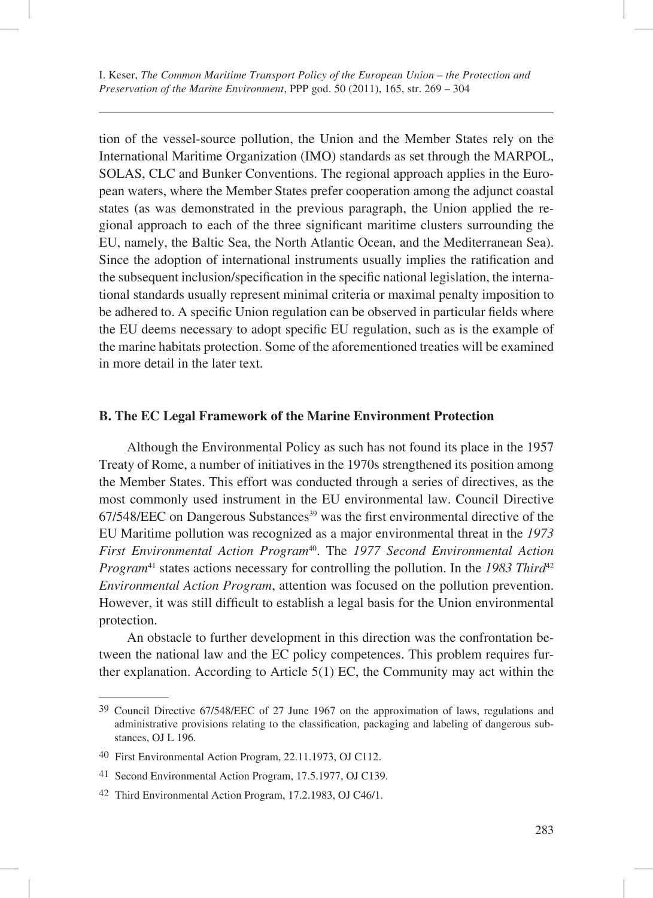tion of the vessel-source pollution, the Union and the Member States rely on the International Maritime Organization (IMO) standards as set through the MARPOL, SOLAS, CLC and Bunker Conventions. The regional approach applies in the European waters, where the Member States prefer cooperation among the adjunct coastal states (as was demonstrated in the previous paragraph, the Union applied the regional approach to each of the three significant maritime clusters surrounding the EU, namely, the Baltic Sea, the North Atlantic Ocean, and the Mediterranean Sea). Since the adoption of international instruments usually implies the ratification and the subsequent inclusion/specification in the specific national legislation, the international standards usually represent minimal criteria or maximal penalty imposition to be adhered to. A specific Union regulation can be observed in particular fields where the EU deems necessary to adopt specific EU regulation, such as is the example of the marine habitats protection. Some of the aforementioned treaties will be examined in more detail in the later text.

### B. The EC Legal Framework of the Marine Environment Protection

Although the Environmental Policy as such has not found its place in the 1957 Treaty of Rome, a number of initiatives in the 1970s strengthened its position among the Member States. This effort was conducted through a series of directives, as the most commonly used instrument in the EU environmental law. Council Directive 67/548/EEC on Dangerous Substances[39] was the first environmental directive of the EU Maritime pollution was recognized as a major environmental threat in the *1973 First Environmental Action Program*[40]. The *1977 Second Environmental Action Program*[41] states actions necessary for controlling the pollution. In the *1983 Third*[42] *Environmental Action Program*, attention was focused on the pollution prevention. However, it was still difficult to establish a legal basis for the Union environmental protection.

An obstacle to further development in this direction was the confrontation between the national law and the EC policy competences. This problem requires further explanation. According to Article 5(1) EC, the Community may act within the

---

[39] Council Directive 67/548/EEC of 27 June 1967 on the approximation of laws, regulations and administrative provisions relating to the classification, packaging and labeling of dangerous substances, OJ L 196.

[40] First Environmental Action Program, 22.11.1973, OJ C112.

[41] Second Environmental Action Program, 17.5.1977, OJ C139.

[42] Third Environmental Action Program, 17.2.1983, OJ C46/1.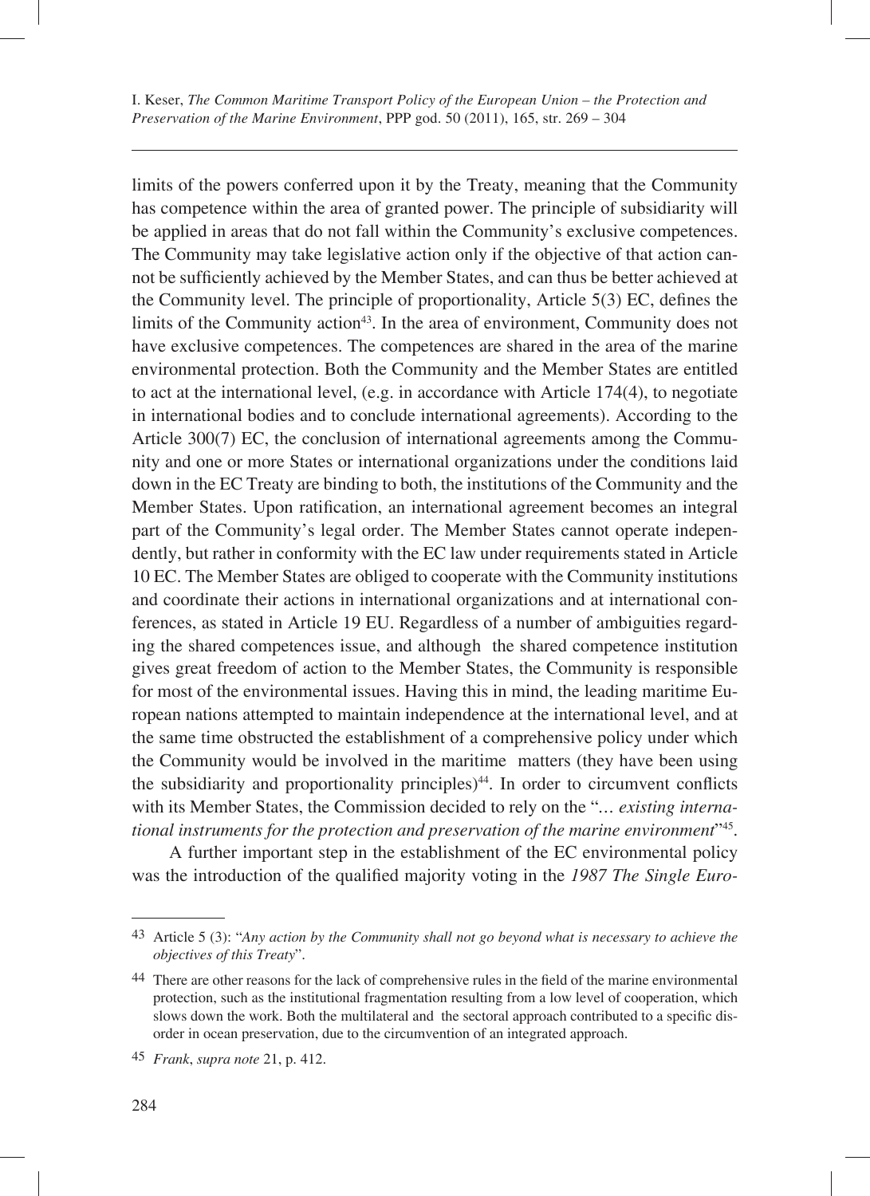limits of the powers conferred upon it by the Treaty, meaning that the Community has competence within the area of granted power. The principle of subsidiarity will be applied in areas that do not fall within the Community's exclusive competences. The Community may take legislative action only if the objective of that action cannot be sufficiently achieved by the Member States, and can thus be better achieved at the Community level. The principle of proportionality, Article 5(3) EC, defines the limits of the Community action[43]. In the area of environment, Community does not have exclusive competences. The competences are shared in the area of the marine environmental protection. Both the Community and the Member States are entitled to act at the international level, (e.g. in accordance with Article 174(4), to negotiate in international bodies and to conclude international agreements). According to the Article 300(7) EC, the conclusion of international agreements among the Community and one or more States or international organizations under the conditions laid down in the EC Treaty are binding to both, the institutions of the Community and the Member States. Upon ratification, an international agreement becomes an integral part of the Community's legal order. The Member States cannot operate independently, but rather in conformity with the EC law under requirements stated in Article 10 EC. The Member States are obliged to cooperate with the Community institutions and coordinate their actions in international organizations and at international conferences, as stated in Article 19 EU. Regardless of a number of ambiguities regarding the shared competences issue, and although the shared competence institution gives great freedom of action to the Member States, the Community is responsible for most of the environmental issues. Having this in mind, the leading maritime European nations attempted to maintain independence at the international level, and at the same time obstructed the establishment of a comprehensive policy under which the Community would be involved in the maritime matters (they have been using the subsidiarity and proportionality principles)[44]. In order to circumvent conflicts with its Member States, the Commission decided to rely on the "*... existing international instruments for the protection and preservation of the marine environment*"[45].

A further important step in the establishment of the EC environmental policy was the introduction of the qualified majority voting in the *1987 The Single Euro-*

---

[43] Article 5 (3): "*Any action by the Community shall not go beyond what is necessary to achieve the objectives of this Treaty*".

[44] There are other reasons for the lack of comprehensive rules in the field of the marine environmental protection, such as the institutional fragmentation resulting from a low level of cooperation, which slows down the work. Both the multilateral and the sectoral approach contributed to a specific disorder in ocean preservation, due to the circumvention of an integrated approach.

[45] *Frank*, *supra note* 21, p. 412.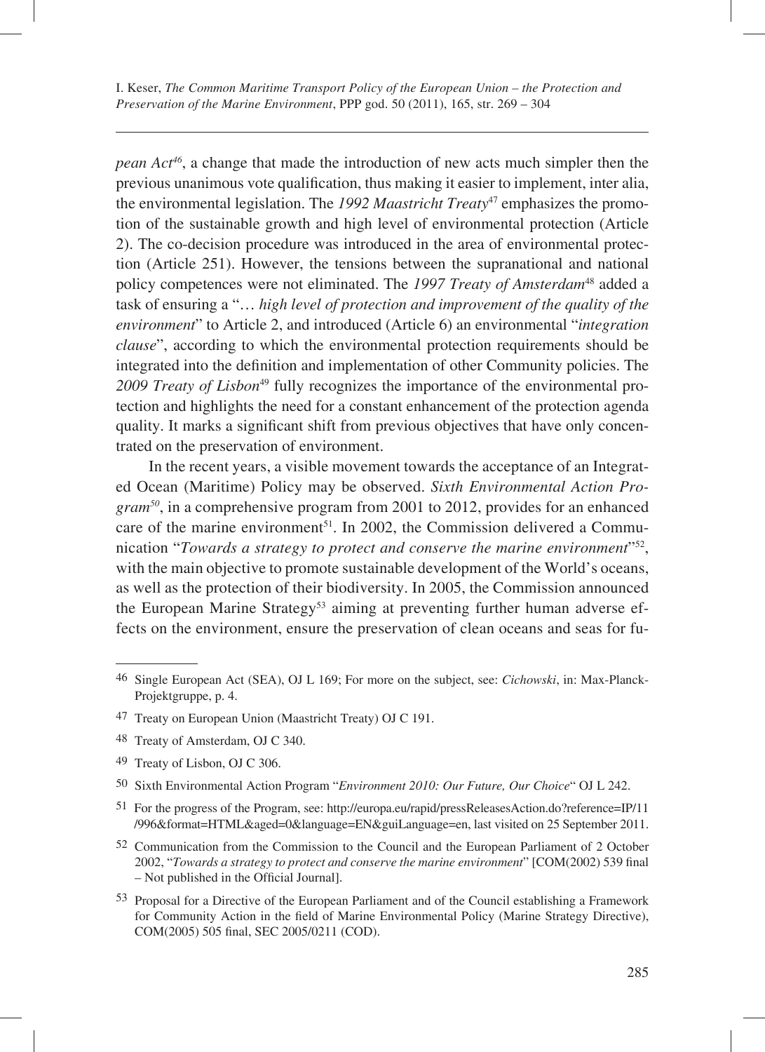*pean Act*[46], a change that made the introduction of new acts much simpler then the previous unanimous vote qualification, thus making it easier to implement, inter alia, the environmental legislation. The *1992 Maastricht Treaty*[47] emphasizes the promotion of the sustainable growth and high level of environmental protection (Article 2). The co-decision procedure was introduced in the area of environmental protection (Article 251). However, the tensions between the supranational and national policy competences were not eliminated. The *1997 Treaty of Amsterdam*[48] added a task of ensuring a "*… high level of protection and improvement of the quality of the environment*" to Article 2, and introduced (Article 6) an environmental "*integration clause*", according to which the environmental protection requirements should be integrated into the definition and implementation of other Community policies. The *2009 Treaty of Lisbon*[49] fully recognizes the importance of the environmental protection and highlights the need for a constant enhancement of the protection agenda quality. It marks a significant shift from previous objectives that have only concentrated on the preservation of environment.

In the recent years, a visible movement towards the acceptance of an Integrated Ocean (Maritime) Policy may be observed. *Sixth Environmental Action Program*[50], in a comprehensive program from 2001 to 2012, provides for an enhanced care of the marine environment[51]. In 2002, the Commission delivered a Communication "*Towards a strategy to protect and conserve the marine environment*"[52], with the main objective to promote sustainable development of the World's oceans, as well as the protection of their biodiversity. In 2005, the Commission announced the European Marine Strategy[53] aiming at preventing further human adverse effects on the environment, ensure the preservation of clean oceans and seas for fu-

---

46 Single European Act (SEA), OJ L 169; For more on the subject, see: *Cichowski*, in: Max-Planck-Projektgruppe, p. 4.

47 Treaty on European Union (Maastricht Treaty) OJ C 191.

48 Treaty of Amsterdam, OJ C 340.

49 Treaty of Lisbon, OJ C 306.

50 Sixth Environmental Action Program "*Environment 2010: Our Future, Our Choice*" OJ L 242.

51 For the progress of the Program, see: http://europa.eu/rapid/pressReleasesAction.do?reference=IP/11/996&format=HTML&aged=0&language=EN&guiLanguage=en, last visited on 25 September 2011.

52 Communication from the Commission to the Council and the European Parliament of 2 October 2002, "*Towards a strategy to protect and conserve the marine environment*" [COM(2002) 539 final – Not published in the Official Journal].

53 Proposal for a Directive of the European Parliament and of the Council establishing a Framework for Community Action in the field of Marine Environmental Policy (Marine Strategy Directive), COM(2005) 505 final, SEC 2005/0211 (COD).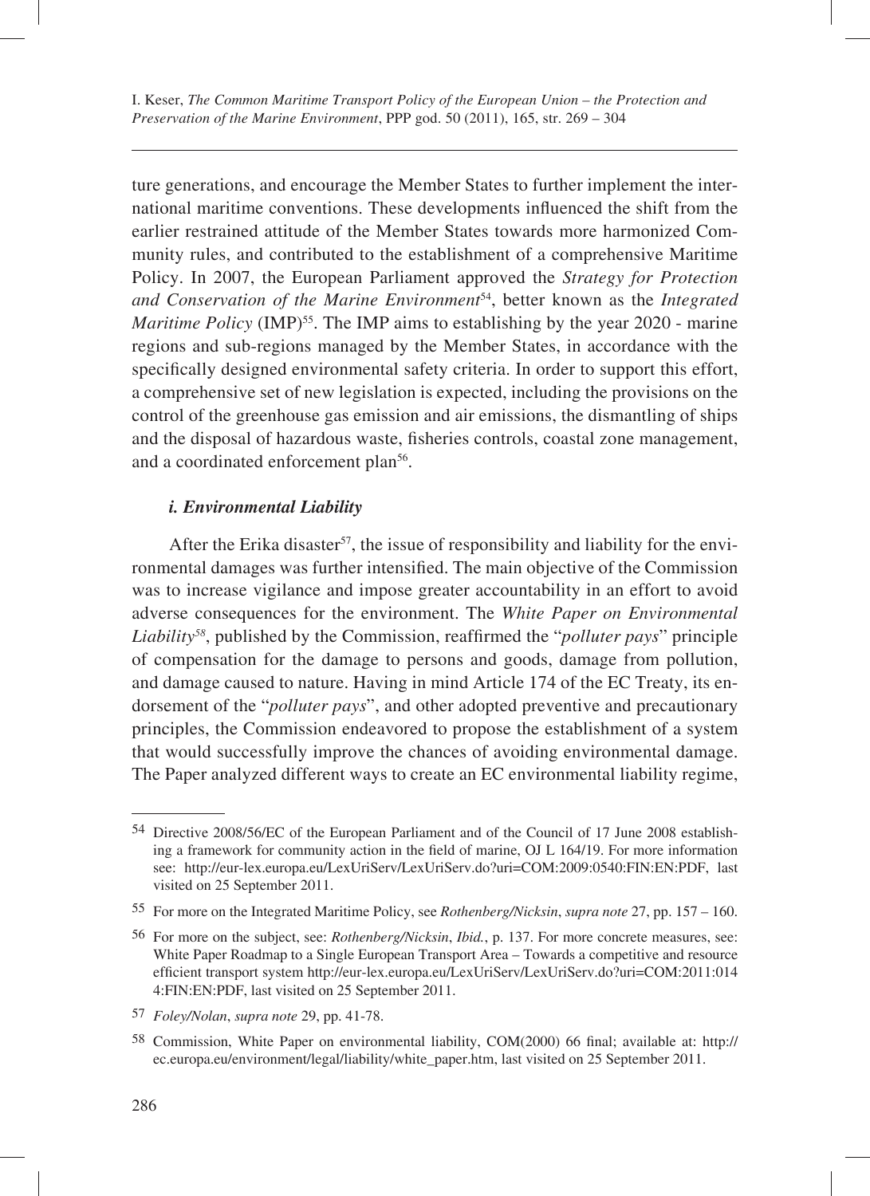ture generations, and encourage the Member States to further implement the international maritime conventions. These developments influenced the shift from the earlier restrained attitude of the Member States towards more harmonized Community rules, and contributed to the establishment of a comprehensive Maritime Policy. In 2007, the European Parliament approved the *Strategy for Protection and Conservation of the Marine Environment*[54], better known as the *Integrated Maritime Policy* (IMP)[55]. The IMP aims to establishing by the year 2020 - marine regions and sub-regions managed by the Member States, in accordance with the specifically designed environmental safety criteria. In order to support this effort, a comprehensive set of new legislation is expected, including the provisions on the control of the greenhouse gas emission and air emissions, the dismantling of ships and the disposal of hazardous waste, fisheries controls, coastal zone management, and a coordinated enforcement plan[56].

#### *i. Environmental Liability*

After the Erika disaster[57], the issue of responsibility and liability for the environmental damages was further intensified. The main objective of the Commission was to increase vigilance and impose greater accountability in an effort to avoid adverse consequences for the environment. The *White Paper on Environmental Liability*[58], published by the Commission, reaffirmed the "*polluter pays*" principle of compensation for the damage to persons and goods, damage from pollution, and damage caused to nature. Having in mind Article 174 of the EC Treaty, its endorsement of the "*polluter pays*", and other adopted preventive and precautionary principles, the Commission endeavored to propose the establishment of a system that would successfully improve the chances of avoiding environmental damage. The Paper analyzed different ways to create an EC environmental liability regime,

---

54 Directive 2008/56/EC of the European Parliament and of the Council of 17 June 2008 establishing a framework for community action in the field of marine, OJ L 164/19. For more information see: http://eur-lex.europa.eu/LexUriServ/LexUriServ.do?uri=COM:2009:0540:FIN:EN:PDF, last visited on 25 September 2011.

55 For more on the Integrated Maritime Policy, see *Rothenberg/Nicksin*, *supra note* 27, pp. 157 – 160.

56 For more on the subject, see: *Rothenberg/Nicksin*, *Ibid.*, p. 137. For more concrete measures, see: White Paper Roadmap to a Single European Transport Area – Towards a competitive and resource efficient transport system http://eur-lex.europa.eu/LexUriServ/LexUriServ.do?uri=COM:2011:0144:FIN:EN:PDF, last visited on 25 September 2011.

57 *Foley/Nolan*, *supra note* 29, pp. 41-78.

58 Commission, White Paper on environmental liability, COM(2000) 66 final; available at: http://ec.europa.eu/environment/legal/liability/white_paper.htm, last visited on 25 September 2011.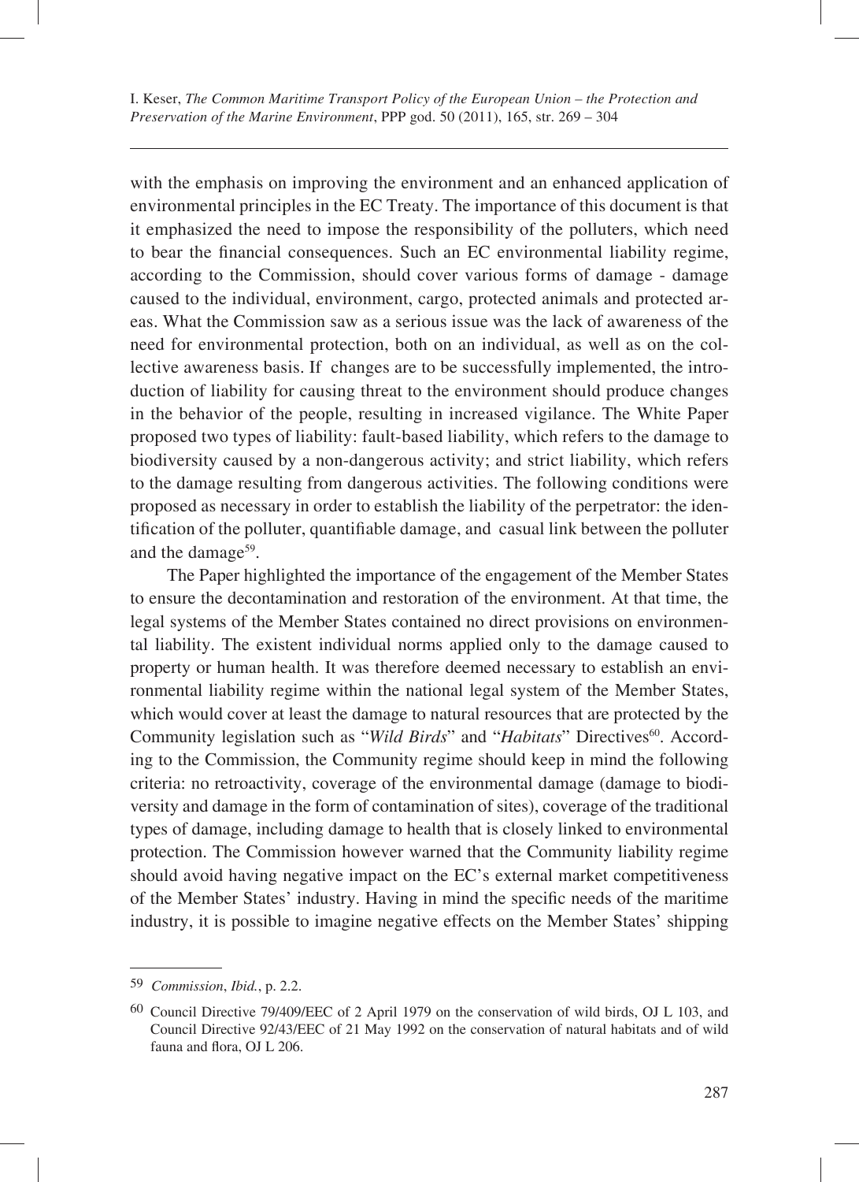with the emphasis on improving the environment and an enhanced application of environmental principles in the EC Treaty. The importance of this document is that it emphasized the need to impose the responsibility of the polluters, which need to bear the financial consequences. Such an EC environmental liability regime, according to the Commission, should cover various forms of damage - damage caused to the individual, environment, cargo, protected animals and protected areas. What the Commission saw as a serious issue was the lack of awareness of the need for environmental protection, both on an individual, as well as on the collective awareness basis. If changes are to be successfully implemented, the introduction of liability for causing threat to the environment should produce changes in the behavior of the people, resulting in increased vigilance. The White Paper proposed two types of liability: fault-based liability, which refers to the damage to biodiversity caused by a non-dangerous activity; and strict liability, which refers to the damage resulting from dangerous activities. The following conditions were proposed as necessary in order to establish the liability of the perpetrator: the identification of the polluter, quantifiable damage, and casual link between the polluter and the damage[59].

The Paper highlighted the importance of the engagement of the Member States to ensure the decontamination and restoration of the environment. At that time, the legal systems of the Member States contained no direct provisions on environmental liability. The existent individual norms applied only to the damage caused to property or human health. It was therefore deemed necessary to establish an environmental liability regime within the national legal system of the Member States, which would cover at least the damage to natural resources that are protected by the Community legislation such as "*Wild Birds*" and "*Habitats*" Directives[60]. According to the Commission, the Community regime should keep in mind the following criteria: no retroactivity, coverage of the environmental damage (damage to biodiversity and damage in the form of contamination of sites), coverage of the traditional types of damage, including damage to health that is closely linked to environmental protection. The Commission however warned that the Community liability regime should avoid having negative impact on the EC's external market competitiveness of the Member States' industry. Having in mind the specific needs of the maritime industry, it is possible to imagine negative effects on the Member States' shipping

---

[59] *Commission*, *Ibid.*, p. 2.2.

[60] Council Directive 79/409/EEC of 2 April 1979 on the conservation of wild birds, OJ L 103, and Council Directive 92/43/EEC of 21 May 1992 on the conservation of natural habitats and of wild fauna and flora, OJ L 206.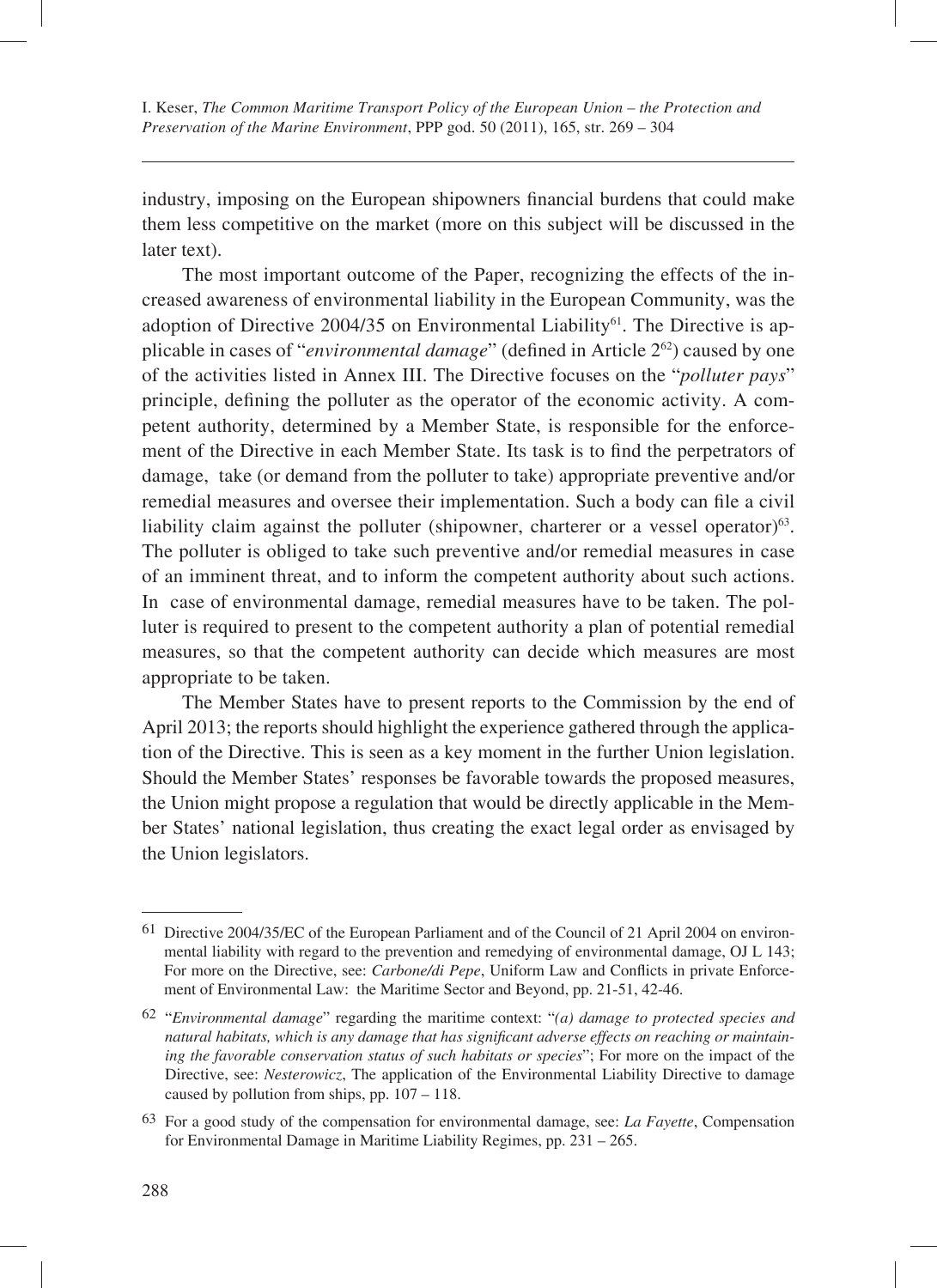industry, imposing on the European shipowners financial burdens that could make them less competitive on the market (more on this subject will be discussed in the later text).

The most important outcome of the Paper, recognizing the effects of the increased awareness of environmental liability in the European Community, was the adoption of Directive 2004/35 on Environmental Liability[61]. The Directive is applicable in cases of "*environmental damage*" (defined in Article 2[62]) caused by one of the activities listed in Annex III. The Directive focuses on the "*polluter pays*" principle, defining the polluter as the operator of the economic activity. A competent authority, determined by a Member State, is responsible for the enforcement of the Directive in each Member State. Its task is to find the perpetrators of damage, take (or demand from the polluter to take) appropriate preventive and/or remedial measures and oversee their implementation. Such a body can file a civil liability claim against the polluter (shipowner, charterer or a vessel operator)[63]. The polluter is obliged to take such preventive and/or remedial measures in case of an imminent threat, and to inform the competent authority about such actions. In case of environmental damage, remedial measures have to be taken. The polluter is required to present to the competent authority a plan of potential remedial measures, so that the competent authority can decide which measures are most appropriate to be taken.

The Member States have to present reports to the Commission by the end of April 2013; the reports should highlight the experience gathered through the application of the Directive. This is seen as a key moment in the further Union legislation. Should the Member States' responses be favorable towards the proposed measures, the Union might propose a regulation that would be directly applicable in the Member States' national legislation, thus creating the exact legal order as envisaged by the Union legislators.

---

[61] Directive 2004/35/EC of the European Parliament and of the Council of 21 April 2004 on environmental liability with regard to the prevention and remedying of environmental damage, OJ L 143; For more on the Directive, see: *Carbone/di Pepe*, Uniform Law and Conflicts in private Enforcement of Environmental Law: the Maritime Sector and Beyond, pp. 21-51, 42-46.

[62] "*Environmental damage*" regarding the maritime context: "*(a) damage to protected species and natural habitats, which is any damage that has significant adverse effects on reaching or maintaining the favorable conservation status of such habitats or species*"; For more on the impact of the Directive, see: *Nesterowicz*, The application of the Environmental Liability Directive to damage caused by pollution from ships, pp. 107 – 118.

[63] For a good study of the compensation for environmental damage, see: *La Fayette*, Compensation for Environmental Damage in Maritime Liability Regimes, pp. 231 – 265.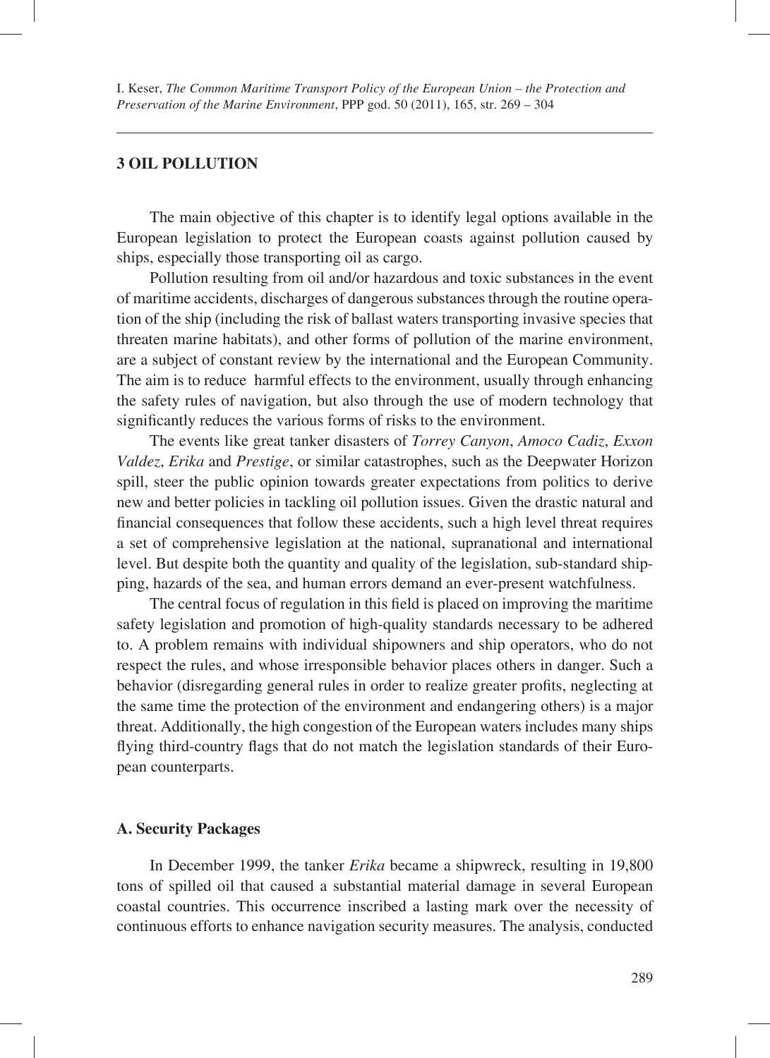## 3 OIL POLLUTION

The main objective of this chapter is to identify legal options available in the European legislation to protect the European coasts against pollution caused by ships, especially those transporting oil as cargo.

Pollution resulting from oil and/or hazardous and toxic substances in the event of maritime accidents, discharges of dangerous substances through the routine operation of the ship (including the risk of ballast waters transporting invasive species that threaten marine habitats), and other forms of pollution of the marine environment, are a subject of constant review by the international and the European Community. The aim is to reduce harmful effects to the environment, usually through enhancing the safety rules of navigation, but also through the use of modern technology that significantly reduces the various forms of risks to the environment.

The events like great tanker disasters of *Torrey Canyon*, *Amoco Cadiz*, *Exxon Valdez*, *Erika* and *Prestige*, or similar catastrophes, such as the Deepwater Horizon spill, steer the public opinion towards greater expectations from politics to derive new and better policies in tackling oil pollution issues. Given the drastic natural and financial consequences that follow these accidents, such a high level threat requires a set of comprehensive legislation at the national, supranational and international level. But despite both the quantity and quality of the legislation, sub-standard shipping, hazards of the sea, and human errors demand an ever-present watchfulness.

The central focus of regulation in this field is placed on improving the maritime safety legislation and promotion of high-quality standards necessary to be adhered to. A problem remains with individual shipowners and ship operators, who do not respect the rules, and whose irresponsible behavior places others in danger. Such a behavior (disregarding general rules in order to realize greater profits, neglecting at the same time the protection of the environment and endangering others) is a major threat. Additionally, the high congestion of the European waters includes many ships flying third-country flags that do not match the legislation standards of their European counterparts.

### A. Security Packages

In December 1999, the tanker *Erika* became a shipwreck, resulting in 19,800 tons of spilled oil that caused a substantial material damage in several European coastal countries. This occurrence inscribed a lasting mark over the necessity of continuous efforts to enhance navigation security measures. The analysis, conducted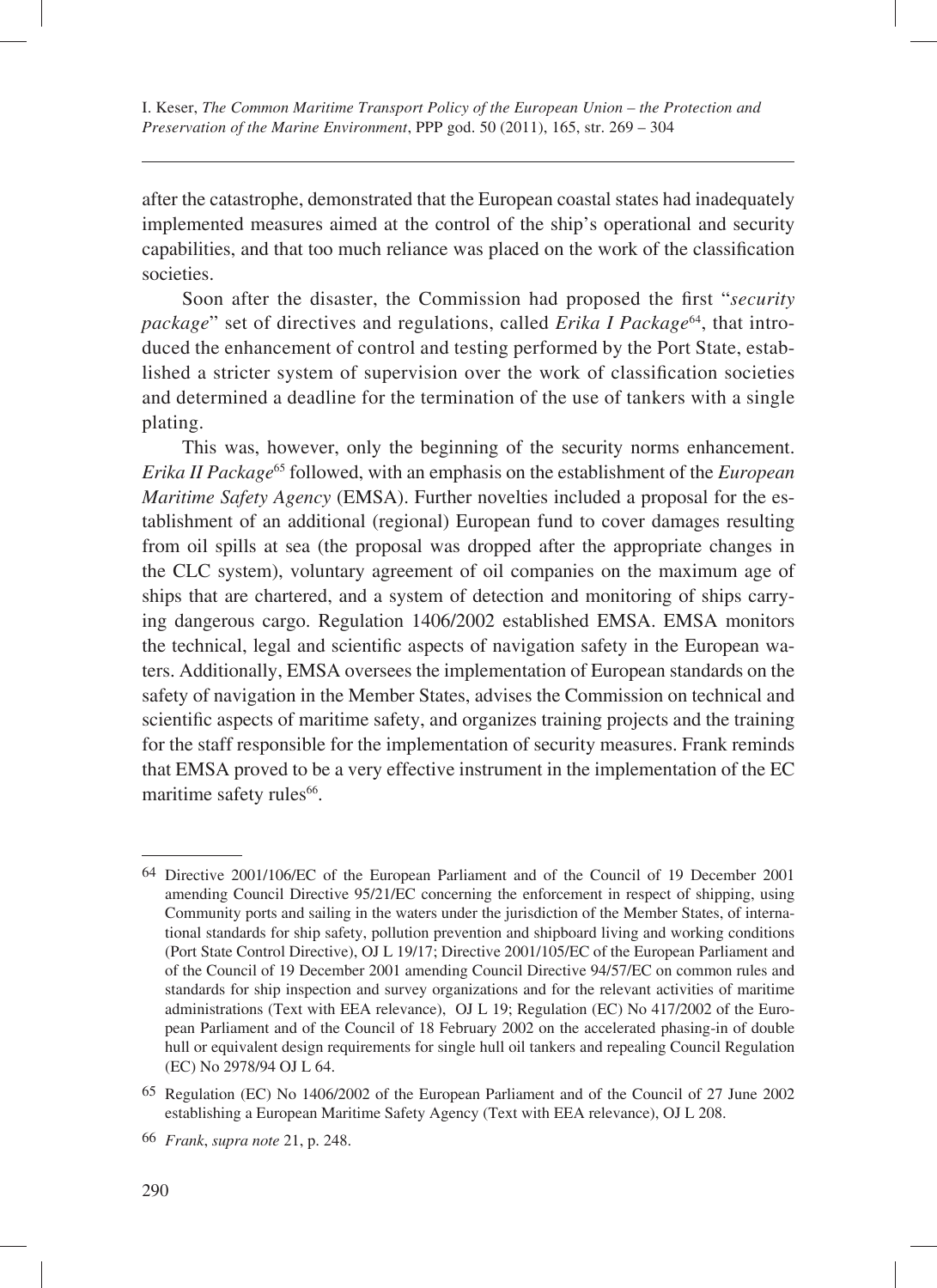after the catastrophe, demonstrated that the European coastal states had inadequately implemented measures aimed at the control of the ship's operational and security capabilities, and that too much reliance was placed on the work of the classification societies.

Soon after the disaster, the Commission had proposed the first "*security package*" set of directives and regulations, called *Erika I Package*[64], that introduced the enhancement of control and testing performed by the Port State, established a stricter system of supervision over the work of classification societies and determined a deadline for the termination of the use of tankers with a single plating.

This was, however, only the beginning of the security norms enhancement. *Erika II Package*[65] followed, with an emphasis on the establishment of the *European Maritime Safety Agency* (EMSA). Further novelties included a proposal for the establishment of an additional (regional) European fund to cover damages resulting from oil spills at sea (the proposal was dropped after the appropriate changes in the CLC system), voluntary agreement of oil companies on the maximum age of ships that are chartered, and a system of detection and monitoring of ships carrying dangerous cargo. Regulation 1406/2002 established EMSA. EMSA monitors the technical, legal and scientific aspects of navigation safety in the European waters. Additionally, EMSA oversees the implementation of European standards on the safety of navigation in the Member States, advises the Commission on technical and scientific aspects of maritime safety, and organizes training projects and the training for the staff responsible for the implementation of security measures. Frank reminds that EMSA proved to be a very effective instrument in the implementation of the EC maritime safety rules[66].

---

64 Directive 2001/106/EC of the European Parliament and of the Council of 19 December 2001 amending Council Directive 95/21/EC concerning the enforcement in respect of shipping, using Community ports and sailing in the waters under the jurisdiction of the Member States, of international standards for ship safety, pollution prevention and shipboard living and working conditions (Port State Control Directive), OJ L 19/17; Directive 2001/105/EC of the European Parliament and of the Council of 19 December 2001 amending Council Directive 94/57/EC on common rules and standards for ship inspection and survey organizations and for the relevant activities of maritime administrations (Text with EEA relevance), OJ L 19; Regulation (EC) No 417/2002 of the European Parliament and of the Council of 18 February 2002 on the accelerated phasing-in of double hull or equivalent design requirements for single hull oil tankers and repealing Council Regulation (EC) No 2978/94 OJ L 64.

65 Regulation (EC) No 1406/2002 of the European Parliament and of the Council of 27 June 2002 establishing a European Maritime Safety Agency (Text with EEA relevance), OJ L 208.

66 *Frank*, *supra note* 21, p. 248.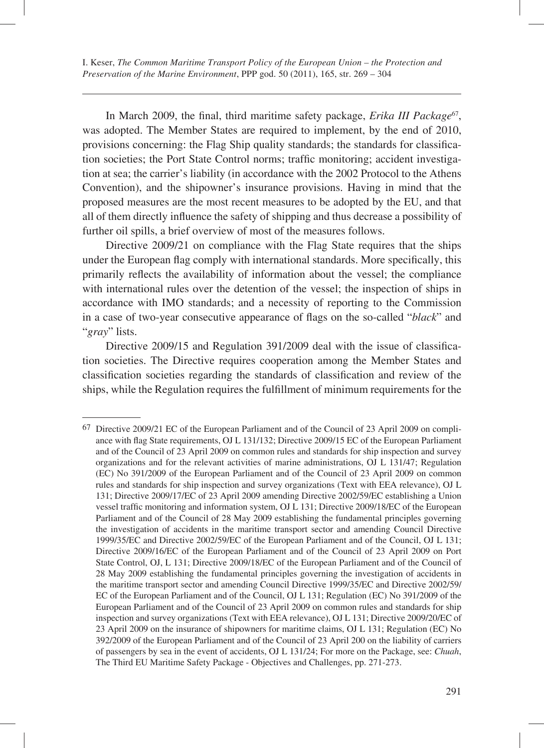In March 2009, the final, third maritime safety package, *Erika III Package*[67], was adopted. The Member States are required to implement, by the end of 2010, provisions concerning: the Flag Ship quality standards; the standards for classification societies; the Port State Control norms; traffic monitoring; accident investigation at sea; the carrier's liability (in accordance with the 2002 Protocol to the Athens Convention), and the shipowner's insurance provisions. Having in mind that the proposed measures are the most recent measures to be adopted by the EU, and that all of them directly influence the safety of shipping and thus decrease a possibility of further oil spills, a brief overview of most of the measures follows.

Directive 2009/21 on compliance with the Flag State requires that the ships under the European flag comply with international standards. More specifically, this primarily reflects the availability of information about the vessel; the compliance with international rules over the detention of the vessel; the inspection of ships in accordance with IMO standards; and a necessity of reporting to the Commission in a case of two-year consecutive appearance of flags on the so-called "*black*" and "*gray*" lists.

Directive 2009/15 and Regulation 391/2009 deal with the issue of classification societies. The Directive requires cooperation among the Member States and classification societies regarding the standards of classification and review of the ships, while the Regulation requires the fulfillment of minimum requirements for the

---

[67] Directive 2009/21 EC of the European Parliament and of the Council of 23 April 2009 on compliance with flag State requirements, OJ L 131/132; Directive 2009/15 EC of the European Parliament and of the Council of 23 April 2009 on common rules and standards for ship inspection and survey organizations and for the relevant activities of marine administrations, OJ L 131/47; Regulation (EC) No 391/2009 of the European Parliament and of the Council of 23 April 2009 on common rules and standards for ship inspection and survey organizations (Text with EEA relevance), OJ L 131; Directive 2009/17/EC of 23 April 2009 amending Directive 2002/59/EC establishing a Union vessel traffic monitoring and information system, OJ L 131; Directive 2009/18/EC of the European Parliament and of the Council of 28 May 2009 establishing the fundamental principles governing the investigation of accidents in the maritime transport sector and amending Council Directive 1999/35/EC and Directive 2002/59/EC of the European Parliament and of the Council, OJ L 131; Directive 2009/16/EC of the European Parliament and of the Council of 23 April 2009 on Port State Control, OJ, L 131; Directive 2009/18/EC of the European Parliament and of the Council of 28 May 2009 establishing the fundamental principles governing the investigation of accidents in the maritime transport sector and amending Council Directive 1999/35/EC and Directive 2002/59/EC of the European Parliament and of the Council, OJ L 131; Regulation (EC) No 391/2009 of the European Parliament and of the Council of 23 April 2009 on common rules and standards for ship inspection and survey organizations (Text with EEA relevance), OJ L 131; Directive 2009/20/EC of 23 April 2009 on the insurance of shipowners for maritime claims, OJ L 131; Regulation (EC) No 392/2009 of the European Parliament and of the Council of 23 April 200 on the liability of carriers of passengers by sea in the event of accidents, OJ L 131/24; For more on the Package, see: *Chuah*, The Third EU Maritime Safety Package - Objectives and Challenges, pp. 271-273.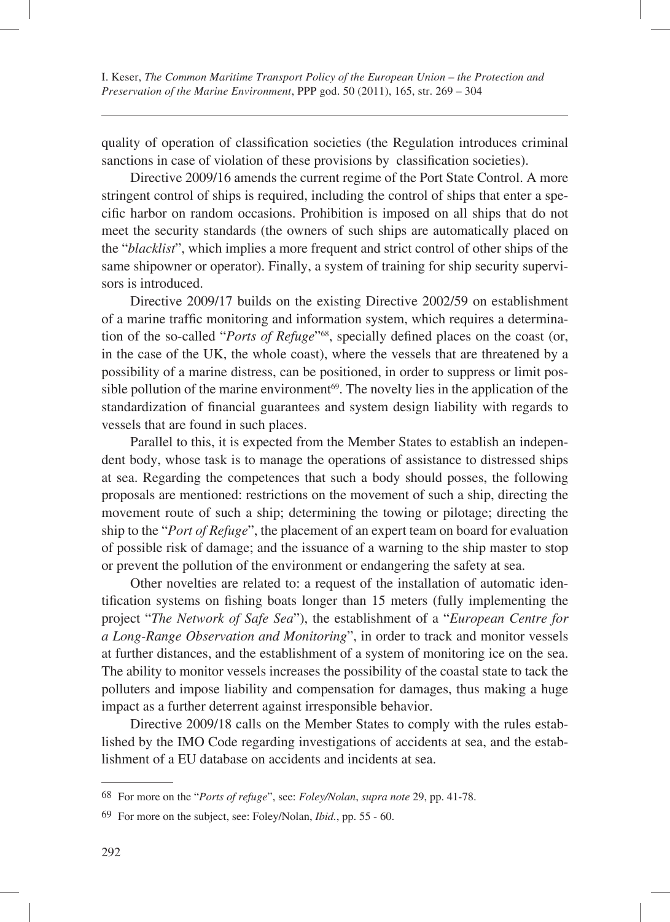quality of operation of classification societies (the Regulation introduces criminal sanctions in case of violation of these provisions by classification societies).

Directive 2009/16 amends the current regime of the Port State Control. A more stringent control of ships is required, including the control of ships that enter a specific harbor on random occasions. Prohibition is imposed on all ships that do not meet the security standards (the owners of such ships are automatically placed on the "*blacklist*", which implies a more frequent and strict control of other ships of the same shipowner or operator). Finally, a system of training for ship security supervisors is introduced.

Directive 2009/17 builds on the existing Directive 2002/59 on establishment of a marine traffic monitoring and information system, which requires a determination of the so-called "*Ports of Refuge*"[68], specially defined places on the coast (or, in the case of the UK, the whole coast), where the vessels that are threatened by a possibility of a marine distress, can be positioned, in order to suppress or limit possible pollution of the marine environment[69]. The novelty lies in the application of the standardization of financial guarantees and system design liability with regards to vessels that are found in such places.

Parallel to this, it is expected from the Member States to establish an independent body, whose task is to manage the operations of assistance to distressed ships at sea. Regarding the competences that such a body should posses, the following proposals are mentioned: restrictions on the movement of such a ship, directing the movement route of such a ship; determining the towing or pilotage; directing the ship to the "*Port of Refuge*", the placement of an expert team on board for evaluation of possible risk of damage; and the issuance of a warning to the ship master to stop or prevent the pollution of the environment or endangering the safety at sea.

Other novelties are related to: a request of the installation of automatic identification systems on fishing boats longer than 15 meters (fully implementing the project "*The Network of Safe Sea*"), the establishment of a "*European Centre for a Long-Range Observation and Monitoring*", in order to track and monitor vessels at further distances, and the establishment of a system of monitoring ice on the sea. The ability to monitor vessels increases the possibility of the coastal state to tack the polluters and impose liability and compensation for damages, thus making a huge impact as a further deterrent against irresponsible behavior.

Directive 2009/18 calls on the Member States to comply with the rules established by the IMO Code regarding investigations of accidents at sea, and the establishment of a EU database on accidents and incidents at sea.

---

[68] For more on the "*Ports of refuge*", see: *Foley/Nolan*, *supra note* 29, pp. 41-78.

[69] For more on the subject, see: Foley/Nolan, *Ibid.*, pp. 55 - 60.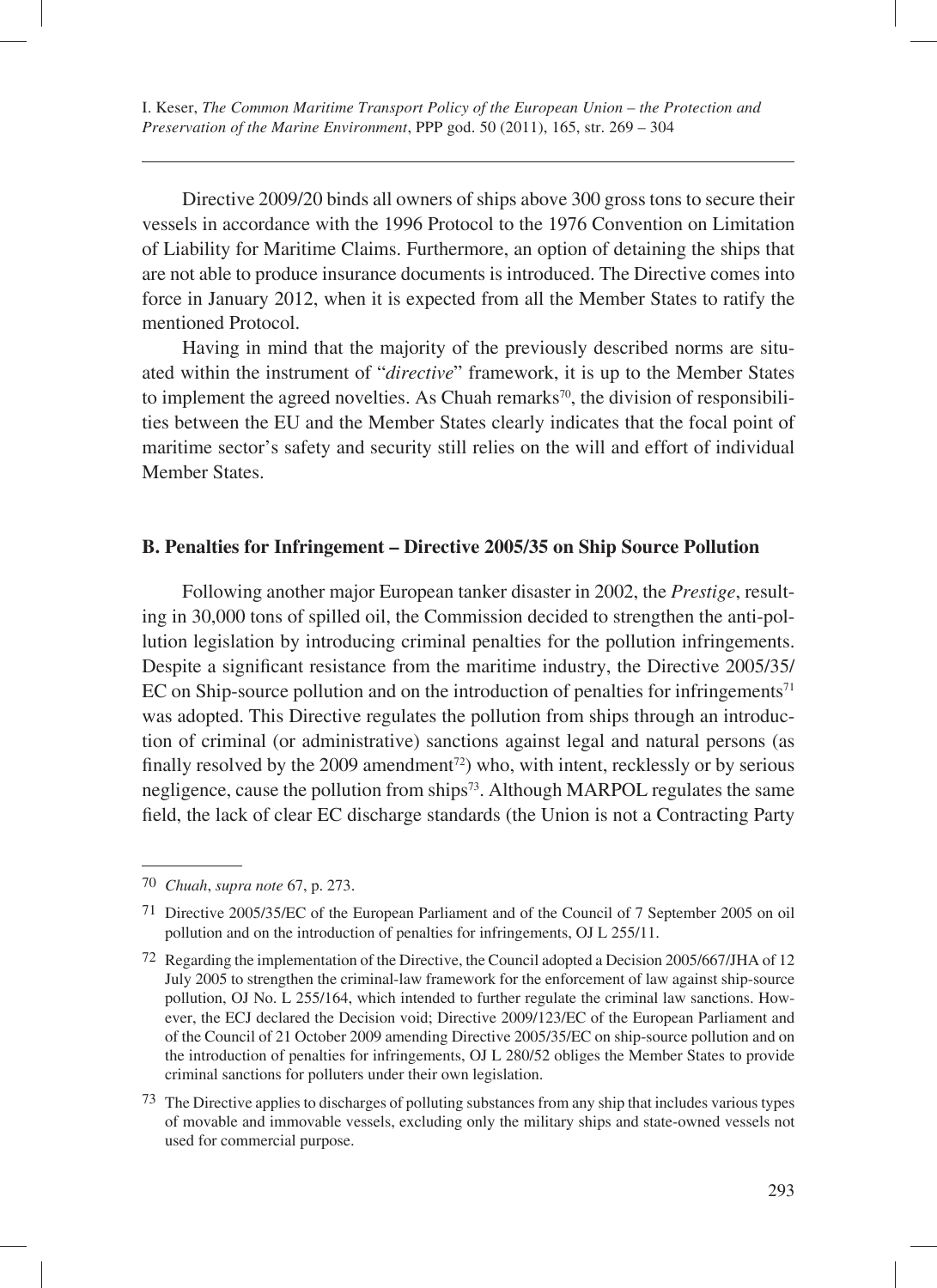Directive 2009/20 binds all owners of ships above 300 gross tons to secure their vessels in accordance with the 1996 Protocol to the 1976 Convention on Limitation of Liability for Maritime Claims. Furthermore, an option of detaining the ships that are not able to produce insurance documents is introduced. The Directive comes into force in January 2012, when it is expected from all the Member States to ratify the mentioned Protocol.

Having in mind that the majority of the previously described norms are situated within the instrument of "*directive*" framework, it is up to the Member States to implement the agreed novelties. As Chuah remarks[70], the division of responsibilities between the EU and the Member States clearly indicates that the focal point of maritime sector's safety and security still relies on the will and effort of individual Member States.

### B. Penalties for Infringement – Directive 2005/35 on Ship Source Pollution

Following another major European tanker disaster in 2002, the *Prestige*, resulting in 30,000 tons of spilled oil, the Commission decided to strengthen the anti-pollution legislation by introducing criminal penalties for the pollution infringements. Despite a significant resistance from the maritime industry, the Directive 2005/35/EC on Ship-source pollution and on the introduction of penalties for infringements[71] was adopted. This Directive regulates the pollution from ships through an introduction of criminal (or administrative) sanctions against legal and natural persons (as finally resolved by the 2009 amendment[72]) who, with intent, recklessly or by serious negligence, cause the pollution from ships[73]. Although MARPOL regulates the same field, the lack of clear EC discharge standards (the Union is not a Contracting Party

---

[70] *Chuah*, *supra note* 67, p. 273.

[71] Directive 2005/35/EC of the European Parliament and of the Council of 7 September 2005 on oil pollution and on the introduction of penalties for infringements, OJ L 255/11.

[72] Regarding the implementation of the Directive, the Council adopted a Decision 2005/667/JHA of 12 July 2005 to strengthen the criminal-law framework for the enforcement of law against ship-source pollution, OJ No. L 255/164, which intended to further regulate the criminal law sanctions. However, the ECJ declared the Decision void; Directive 2009/123/EC of the European Parliament and of the Council of 21 October 2009 amending Directive 2005/35/EC on ship-source pollution and on the introduction of penalties for infringements, OJ L 280/52 obliges the Member States to provide criminal sanctions for polluters under their own legislation.

[73] The Directive applies to discharges of polluting substances from any ship that includes various types of movable and immovable vessels, excluding only the military ships and state-owned vessels not used for commercial purpose.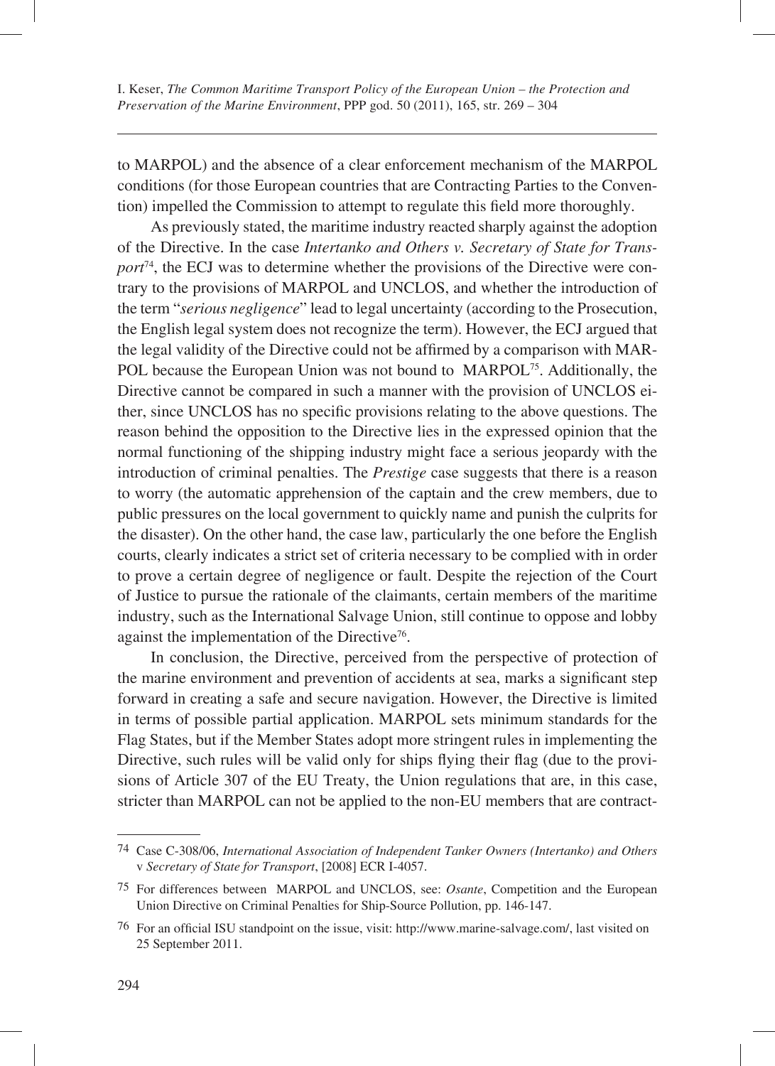to MARPOL) and the absence of a clear enforcement mechanism of the MARPOL conditions (for those European countries that are Contracting Parties to the Convention) impelled the Commission to attempt to regulate this field more thoroughly.

As previously stated, the maritime industry reacted sharply against the adoption of the Directive. In the case *Intertanko and Others v. Secretary of State for Transport*[74], the ECJ was to determine whether the provisions of the Directive were contrary to the provisions of MARPOL and UNCLOS, and whether the introduction of the term "*serious negligence*" lead to legal uncertainty (according to the Prosecution, the English legal system does not recognize the term). However, the ECJ argued that the legal validity of the Directive could not be affirmed by a comparison with MARPOL because the European Union was not bound to MARPOL[75]. Additionally, the Directive cannot be compared in such a manner with the provision of UNCLOS either, since UNCLOS has no specific provisions relating to the above questions. The reason behind the opposition to the Directive lies in the expressed opinion that the normal functioning of the shipping industry might face a serious jeopardy with the introduction of criminal penalties. The *Prestige* case suggests that there is a reason to worry (the automatic apprehension of the captain and the crew members, due to public pressures on the local government to quickly name and punish the culprits for the disaster). On the other hand, the case law, particularly the one before the English courts, clearly indicates a strict set of criteria necessary to be complied with in order to prove a certain degree of negligence or fault. Despite the rejection of the Court of Justice to pursue the rationale of the claimants, certain members of the maritime industry, such as the International Salvage Union, still continue to oppose and lobby against the implementation of the Directive[76].

In conclusion, the Directive, perceived from the perspective of protection of the marine environment and prevention of accidents at sea, marks a significant step forward in creating a safe and secure navigation. However, the Directive is limited in terms of possible partial application. MARPOL sets minimum standards for the Flag States, but if the Member States adopt more stringent rules in implementing the Directive, such rules will be valid only for ships flying their flag (due to the provisions of Article 307 of the EU Treaty, the Union regulations that are, in this case, stricter than MARPOL can not be applied to the non-EU members that are contract-

---

74 Case C-308/06, *International Association of Independent Tanker Owners (Intertanko) and Others* v *Secretary of State for Transport*, [2008] ECR I-4057.

75 For differences between MARPOL and UNCLOS, see: *Osante*, Competition and the European Union Directive on Criminal Penalties for Ship-Source Pollution, pp. 146-147.

76 For an official ISU standpoint on the issue, visit: http://www.marine-salvage.com/, last visited on 25 September 2011.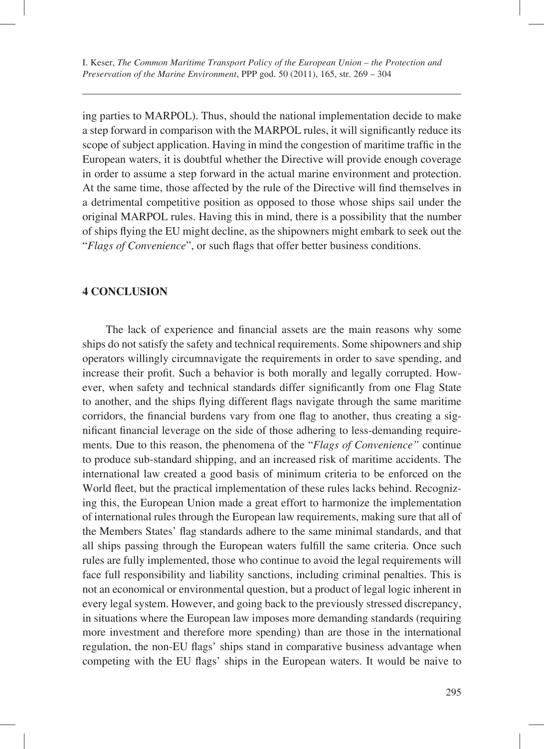ing parties to MARPOL). Thus, should the national implementation decide to make a step forward in comparison with the MARPOL rules, it will significantly reduce its scope of subject application. Having in mind the congestion of maritime traffic in the European waters, it is doubtful whether the Directive will provide enough coverage in order to assume a step forward in the actual marine environment and protection. At the same time, those affected by the rule of the Directive will find themselves in a detrimental competitive position as opposed to those whose ships sail under the original MARPOL rules. Having this in mind, there is a possibility that the number of ships flying the EU might decline, as the shipowners might embark to seek out the "*Flags of Convenience*", or such flags that offer better business conditions.

## 4 CONCLUSION

The lack of experience and financial assets are the main reasons why some ships do not satisfy the safety and technical requirements. Some shipowners and ship operators willingly circumnavigate the requirements in order to save spending, and increase their profit. Such a behavior is both morally and legally corrupted. However, when safety and technical standards differ significantly from one Flag State to another, and the ships flying different flags navigate through the same maritime corridors, the financial burdens vary from one flag to another, thus creating a significant financial leverage on the side of those adhering to less-demanding requirements. Due to this reason, the phenomena of the "*Flags of Convenience"* continue to produce sub-standard shipping, and an increased risk of maritime accidents. The international law created a good basis of minimum criteria to be enforced on the World fleet, but the practical implementation of these rules lacks behind. Recognizing this, the European Union made a great effort to harmonize the implementation of international rules through the European law requirements, making sure that all of the Members States' flag standards adhere to the same minimal standards, and that all ships passing through the European waters fulfill the same criteria. Once such rules are fully implemented, those who continue to avoid the legal requirements will face full responsibility and liability sanctions, including criminal penalties. This is not an economical or environmental question, but a product of legal logic inherent in every legal system. However, and going back to the previously stressed discrepancy, in situations where the European law imposes more demanding standards (requiring more investment and therefore more spending) than are those in the international regulation, the non-EU flags' ships stand in comparative business advantage when competing with the EU flags' ships in the European waters. It would be naive to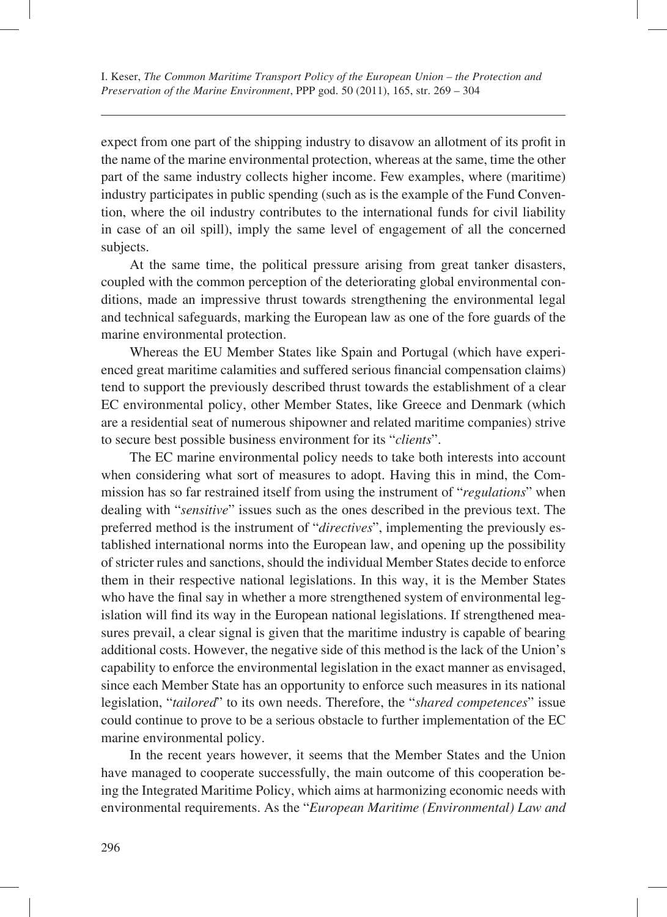expect from one part of the shipping industry to disavow an allotment of its profit in the name of the marine environmental protection, whereas at the same, time the other part of the same industry collects higher income. Few examples, where (maritime) industry participates in public spending (such as is the example of the Fund Convention, where the oil industry contributes to the international funds for civil liability in case of an oil spill), imply the same level of engagement of all the concerned subjects.

At the same time, the political pressure arising from great tanker disasters, coupled with the common perception of the deteriorating global environmental conditions, made an impressive thrust towards strengthening the environmental legal and technical safeguards, marking the European law as one of the fore guards of the marine environmental protection.

Whereas the EU Member States like Spain and Portugal (which have experienced great maritime calamities and suffered serious financial compensation claims) tend to support the previously described thrust towards the establishment of a clear EC environmental policy, other Member States, like Greece and Denmark (which are a residential seat of numerous shipowner and related maritime companies) strive to secure best possible business environment for its "*clients*".

The EC marine environmental policy needs to take both interests into account when considering what sort of measures to adopt. Having this in mind, the Commission has so far restrained itself from using the instrument of "*regulations*" when dealing with "*sensitive*" issues such as the ones described in the previous text. The preferred method is the instrument of "*directives*", implementing the previously established international norms into the European law, and opening up the possibility of stricter rules and sanctions, should the individual Member States decide to enforce them in their respective national legislations. In this way, it is the Member States who have the final say in whether a more strengthened system of environmental legislation will find its way in the European national legislations. If strengthened measures prevail, a clear signal is given that the maritime industry is capable of bearing additional costs. However, the negative side of this method is the lack of the Union's capability to enforce the environmental legislation in the exact manner as envisaged, since each Member State has an opportunity to enforce such measures in its national legislation, "*tailored*" to its own needs. Therefore, the "*shared competences*" issue could continue to prove to be a serious obstacle to further implementation of the EC marine environmental policy.

In the recent years however, it seems that the Member States and the Union have managed to cooperate successfully, the main outcome of this cooperation being the Integrated Maritime Policy, which aims at harmonizing economic needs with environmental requirements. As the "*European Maritime (Environmental) Law and*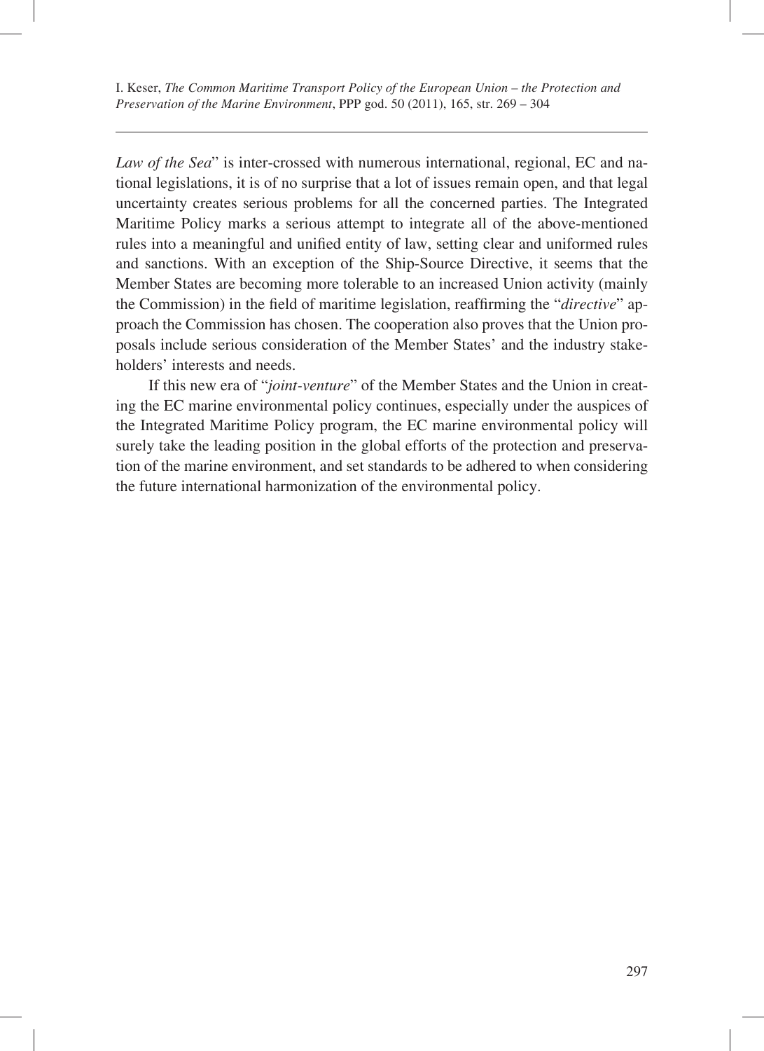*Law of the Sea*" is inter-crossed with numerous international, regional, EC and national legislations, it is of no surprise that a lot of issues remain open, and that legal uncertainty creates serious problems for all the concerned parties. The Integrated Maritime Policy marks a serious attempt to integrate all of the above-mentioned rules into a meaningful and unified entity of law, setting clear and uniformed rules and sanctions. With an exception of the Ship-Source Directive, it seems that the Member States are becoming more tolerable to an increased Union activity (mainly the Commission) in the field of maritime legislation, reaffirming the "*directive*" approach the Commission has chosen. The cooperation also proves that the Union proposals include serious consideration of the Member States' and the industry stakeholders' interests and needs.

If this new era of "*joint-venture*" of the Member States and the Union in creating the EC marine environmental policy continues, especially under the auspices of the Integrated Maritime Policy program, the EC marine environmental policy will surely take the leading position in the global efforts of the protection and preservation of the marine environment, and set standards to be adhered to when considering the future international harmonization of the environmental policy.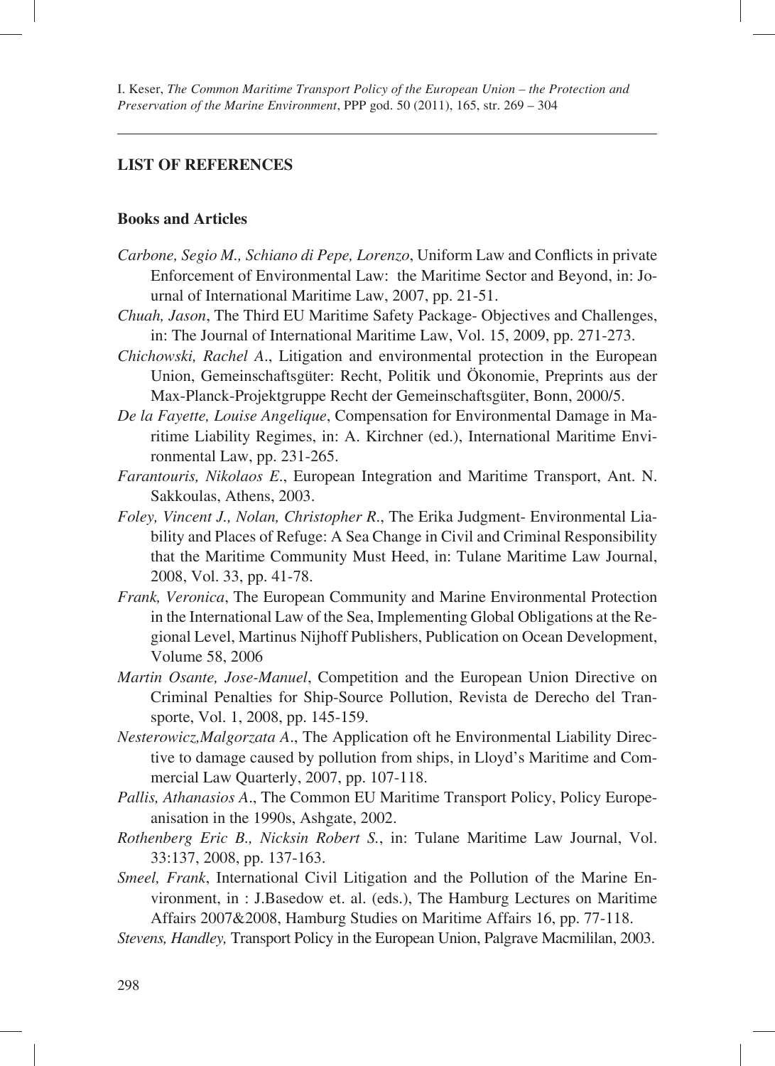## LIST OF REFERENCES

### Books and Articles

- *Carbone, Segio M., Schiano di Pepe, Lorenzo*, Uniform Law and Conflicts in private Enforcement of Environmental Law: the Maritime Sector and Beyond, in: Journal of International Maritime Law, 2007, pp. 21-51.
- *Chuah, Jason*, The Third EU Maritime Safety Package- Objectives and Challenges, in: The Journal of International Maritime Law, Vol. 15, 2009, pp. 271-273.
- *Chichowski, Rachel A.*, Litigation and environmental protection in the European Union, Gemeinschaftsgüter: Recht, Politik und Ökonomie, Preprints aus der Max-Planck-Projektgruppe Recht der Gemeinschaftsgüter, Bonn, 2000/5.
- *De la Fayette, Louise Angelique*, Compensation for Environmental Damage in Maritime Liability Regimes, in: A. Kirchner (ed.), International Maritime Environmental Law, pp. 231-265.
- *Farantouris, Nikolaos E.*, European Integration and Maritime Transport, Ant. N. Sakkoulas, Athens, 2003.
- *Foley, Vincent J., Nolan, Christopher R.*, The Erika Judgment- Environmental Liability and Places of Refuge: A Sea Change in Civil and Criminal Responsibility that the Maritime Community Must Heed, in: Tulane Maritime Law Journal, 2008, Vol. 33, pp. 41-78.
- *Frank, Veronica*, The European Community and Marine Environmental Protection in the International Law of the Sea, Implementing Global Obligations at the Regional Level, Martinus Nijhoff Publishers, Publication on Ocean Development, Volume 58, 2006
- *Martin Osante, Jose-Manuel*, Competition and the European Union Directive on Criminal Penalties for Ship-Source Pollution, Revista de Derecho del Transporte, Vol. 1, 2008, pp. 145-159.
- *Nesterowicz,Malgorzata A.*, The Application oft he Environmental Liability Directive to damage caused by pollution from ships, in Lloyd's Maritime and Commercial Law Quarterly, 2007, pp. 107-118.
- *Pallis, Athanasios A.*, The Common EU Maritime Transport Policy, Policy Europeanisation in the 1990s, Ashgate, 2002.
- *Rothenberg Eric B., Nicksin Robert S.*, in: Tulane Maritime Law Journal, Vol. 33:137, 2008, pp. 137-163.
- *Smeel, Frank*, International Civil Litigation and the Pollution of the Marine Environment, in : J.Basedow et. al. (eds.), The Hamburg Lectures on Maritime Affairs 2007&2008, Hamburg Studies on Maritime Affairs 16, pp. 77-118.
- *Stevens, Handley,* Transport Policy in the European Union, Palgrave Macmililan, 2003.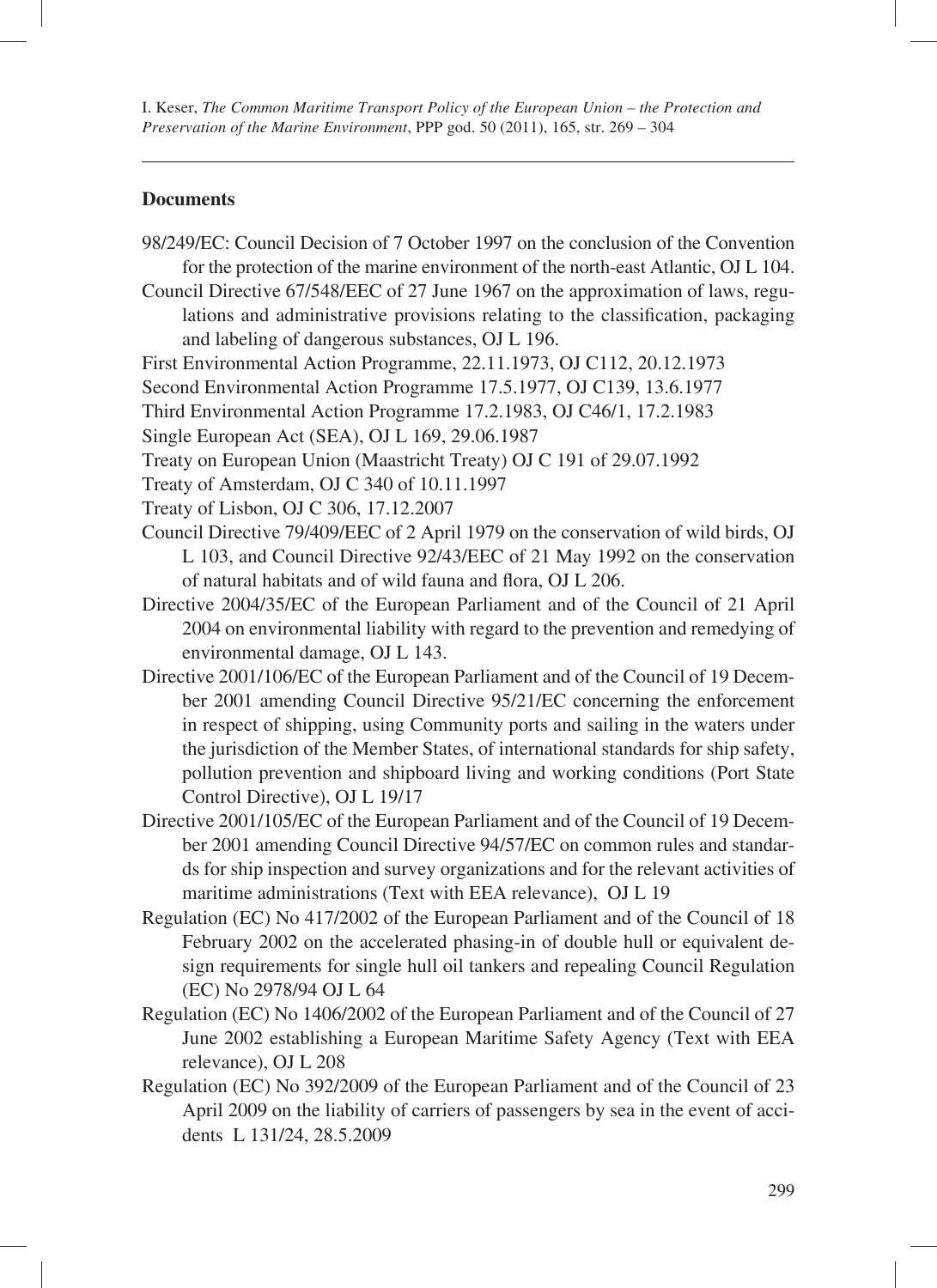## Documents

98/249/EC: Council Decision of 7 October 1997 on the conclusion of the Convention for the protection of the marine environment of the north-east Atlantic, OJ L 104.

Council Directive 67/548/EEC of 27 June 1967 on the approximation of laws, regulations and administrative provisions relating to the classification, packaging and labeling of dangerous substances, OJ L 196.

First Environmental Action Programme, 22.11.1973, OJ C112, 20.12.1973

Second Environmental Action Programme 17.5.1977, OJ C139, 13.6.1977

Third Environmental Action Programme 17.2.1983, OJ C46/1, 17.2.1983

Single European Act (SEA), OJ L 169, 29.06.1987

Treaty on European Union (Maastricht Treaty) OJ C 191 of 29.07.1992

Treaty of Amsterdam, OJ C 340 of 10.11.1997

Treaty of Lisbon, OJ C 306, 17.12.2007

Council Directive 79/409/EEC of 2 April 1979 on the conservation of wild birds, OJ L 103, and Council Directive 92/43/EEC of 21 May 1992 on the conservation of natural habitats and of wild fauna and flora, OJ L 206.

Directive 2004/35/EC of the European Parliament and of the Council of 21 April 2004 on environmental liability with regard to the prevention and remedying of environmental damage, OJ L 143.

Directive 2001/106/EC of the European Parliament and of the Council of 19 December 2001 amending Council Directive 95/21/EC concerning the enforcement in respect of shipping, using Community ports and sailing in the waters under the jurisdiction of the Member States, of international standards for ship safety, pollution prevention and shipboard living and working conditions (Port State Control Directive), OJ L 19/17

Directive 2001/105/EC of the European Parliament and of the Council of 19 December 2001 amending Council Directive 94/57/EC on common rules and standards for ship inspection and survey organizations and for the relevant activities of maritime administrations (Text with EEA relevance), OJ L 19

Regulation (EC) No 417/2002 of the European Parliament and of the Council of 18 February 2002 on the accelerated phasing-in of double hull or equivalent design requirements for single hull oil tankers and repealing Council Regulation (EC) No 2978/94 OJ L 64

Regulation (EC) No 1406/2002 of the European Parliament and of the Council of 27 June 2002 establishing a European Maritime Safety Agency (Text with EEA relevance), OJ L 208

Regulation (EC) No 392/2009 of the European Parliament and of the Council of 23 April 2009 on the liability of carriers of passengers by sea in the event of accidents L 131/24, 28.5.2009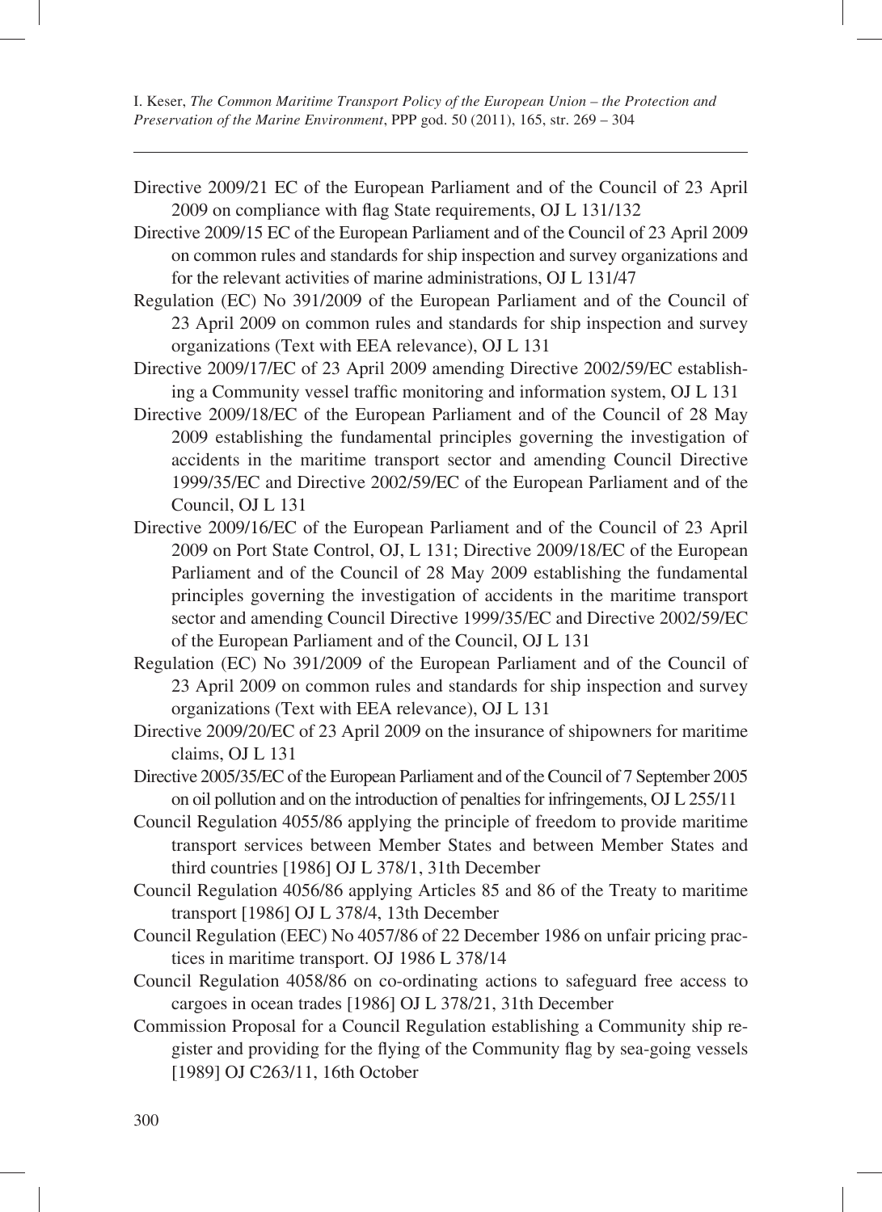Directive 2009/21 EC of the European Parliament and of the Council of 23 April 2009 on compliance with flag State requirements, OJ L 131/132

Directive 2009/15 EC of the European Parliament and of the Council of 23 April 2009 on common rules and standards for ship inspection and survey organizations and for the relevant activities of marine administrations, OJ L 131/47

Regulation (EC) No 391/2009 of the European Parliament and of the Council of 23 April 2009 on common rules and standards for ship inspection and survey organizations (Text with EEA relevance), OJ L 131

Directive 2009/17/EC of 23 April 2009 amending Directive 2002/59/EC establishing a Community vessel traffic monitoring and information system, OJ L 131

Directive 2009/18/EC of the European Parliament and of the Council of 28 May 2009 establishing the fundamental principles governing the investigation of accidents in the maritime transport sector and amending Council Directive 1999/35/EC and Directive 2002/59/EC of the European Parliament and of the Council, OJ L 131

Directive 2009/16/EC of the European Parliament and of the Council of 23 April 2009 on Port State Control, OJ, L 131; Directive 2009/18/EC of the European Parliament and of the Council of 28 May 2009 establishing the fundamental principles governing the investigation of accidents in the maritime transport sector and amending Council Directive 1999/35/EC and Directive 2002/59/EC of the European Parliament and of the Council, OJ L 131

Regulation (EC) No 391/2009 of the European Parliament and of the Council of 23 April 2009 on common rules and standards for ship inspection and survey organizations (Text with EEA relevance), OJ L 131

Directive 2009/20/EC of 23 April 2009 on the insurance of shipowners for maritime claims, OJ L 131

Directive 2005/35/EC of the European Parliament and of the Council of 7 September 2005 on oil pollution and on the introduction of penalties for infringements, OJ L 255/11

Council Regulation 4055/86 applying the principle of freedom to provide maritime transport services between Member States and between Member States and third countries [1986] OJ L 378/1, 31th December

Council Regulation 4056/86 applying Articles 85 and 86 of the Treaty to maritime transport [1986] OJ L 378/4, 13th December

Council Regulation (EEC) No 4057/86 of 22 December 1986 on unfair pricing practices in maritime transport. OJ 1986 L 378/14

Council Regulation 4058/86 on co-ordinating actions to safeguard free access to cargoes in ocean trades [1986] OJ L 378/21, 31th December

Commission Proposal for a Council Regulation establishing a Community ship register and providing for the flying of the Community flag by sea-going vessels [1989] OJ C263/11, 16th October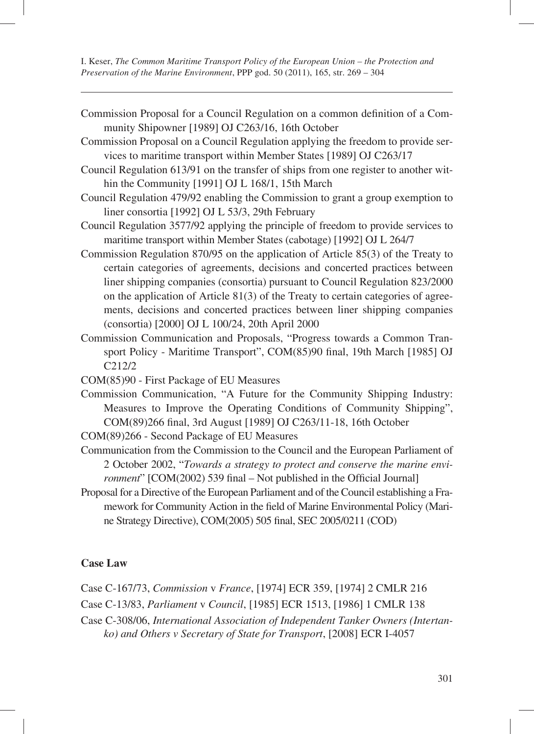Commission Proposal for a Council Regulation on a common definition of a Community Shipowner [1989] OJ C263/16, 16th October

Commission Proposal on a Council Regulation applying the freedom to provide services to maritime transport within Member States [1989] OJ C263/17

Council Regulation 613/91 on the transfer of ships from one register to another within the Community [1991] OJ L 168/1, 15th March

Council Regulation 479/92 enabling the Commission to grant a group exemption to liner consortia [1992] OJ L 53/3, 29th February

Council Regulation 3577/92 applying the principle of freedom to provide services to maritime transport within Member States (cabotage) [1992] OJ L 264/7

Commission Regulation 870/95 on the application of Article 85(3) of the Treaty to certain categories of agreements, decisions and concerted practices between liner shipping companies (consortia) pursuant to Council Regulation 823/2000 on the application of Article 81(3) of the Treaty to certain categories of agreements, decisions and concerted practices between liner shipping companies (consortia) [2000] OJ L 100/24, 20th April 2000

Commission Communication and Proposals, "Progress towards a Common Transport Policy - Maritime Transport", COM(85)90 final, 19th March [1985] OJ C212/2

COM(85)90 - First Package of EU Measures

Commission Communication, "A Future for the Community Shipping Industry: Measures to Improve the Operating Conditions of Community Shipping", COM(89)266 final, 3rd August [1989] OJ C263/11-18, 16th October

COM(89)266 - Second Package of EU Measures

Communication from the Commission to the Council and the European Parliament of 2 October 2002, "*Towards a strategy to protect and conserve the marine environment*" [COM(2002) 539 final – Not published in the Official Journal]

Proposal for a Directive of the European Parliament and of the Council establishing a Framework for Community Action in the field of Marine Environmental Policy (Marine Strategy Directive), COM(2005) 505 final, SEC 2005/0211 (COD)

### Case Law

Case C-167/73, *Commission* v *France*, [1974] ECR 359, [1974] 2 CMLR 216

Case C-13/83, *Parliament* v *Council*, [1985] ECR 1513, [1986] 1 CMLR 138

Case C-308/06, *International Association of Independent Tanker Owners (Intertanko) and Others v Secretary of State for Transport*, [2008] ECR I-4057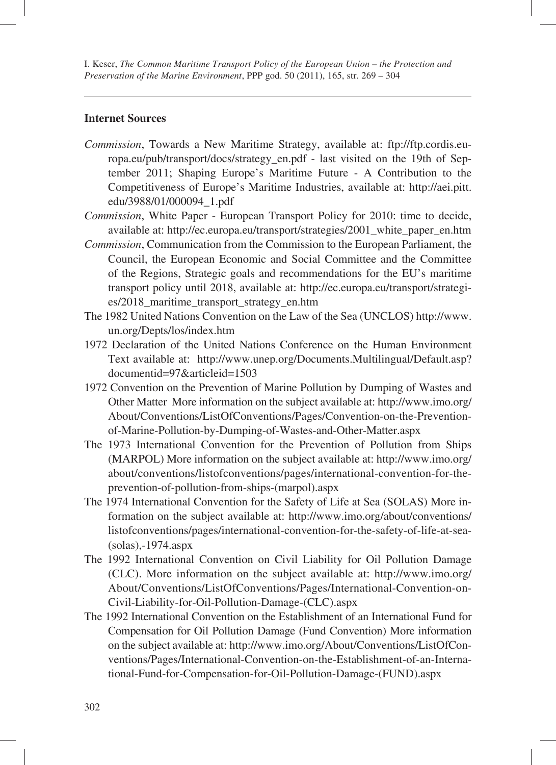### Internet Sources

*Commission*, Towards a New Maritime Strategy, available at: ftp://ftp.cordis.europa.eu/pub/transport/docs/strategy_en.pdf - last visited on the 19th of September 2011; Shaping Europe's Maritime Future - A Contribution to the Competitiveness of Europe's Maritime Industries, available at: http://aei.pitt.edu/3988/01/000094_1.pdf

*Commission*, White Paper - European Transport Policy for 2010: time to decide, available at: http://ec.europa.eu/transport/strategies/2001_white_paper_en.htm

*Commission*, Communication from the Commission to the European Parliament, the Council, the European Economic and Social Committee and the Committee of the Regions, Strategic goals and recommendations for the EU's maritime transport policy until 2018, available at: http://ec.europa.eu/transport/strategies/2018_maritime_transport_strategy_en.htm

The 1982 United Nations Convention on the Law of the Sea (UNCLOS) http://www.un.org/Depts/los/index.htm

1972 Declaration of the United Nations Conference on the Human Environment Text available at: http://www.unep.org/Documents.Multilingual/Default.asp?documentid=97&articleid=1503

1972 Convention on the Prevention of Marine Pollution by Dumping of Wastes and Other Matter More information on the subject available at: http://www.imo.org/About/Conventions/ListOfConventions/Pages/Convention-on-the-Prevention-of-Marine-Pollution-by-Dumping-of-Wastes-and-Other-Matter.aspx

The 1973 International Convention for the Prevention of Pollution from Ships (MARPOL) More information on the subject available at: http://www.imo.org/about/conventions/listofconventions/pages/international-convention-for-the-prevention-of-pollution-from-ships-(marpol).aspx

The 1974 International Convention for the Safety of Life at Sea (SOLAS) More information on the subject available at: http://www.imo.org/about/conventions/listofconventions/pages/international-convention-for-the-safety-of-life-at-sea-(solas),-1974.aspx

The 1992 International Convention on Civil Liability for Oil Pollution Damage (CLC). More information on the subject available at: http://www.imo.org/About/Conventions/ListOfConventions/Pages/International-Convention-on-Civil-Liability-for-Oil-Pollution-Damage-(CLC).aspx

The 1992 International Convention on the Establishment of an International Fund for Compensation for Oil Pollution Damage (Fund Convention) More information on the subject available at: http://www.imo.org/About/Conventions/ListOfConventions/Pages/International-Convention-on-the-Establishment-of-an-International-Fund-for-Compensation-for-Oil-Pollution-Damage-(FUND).aspx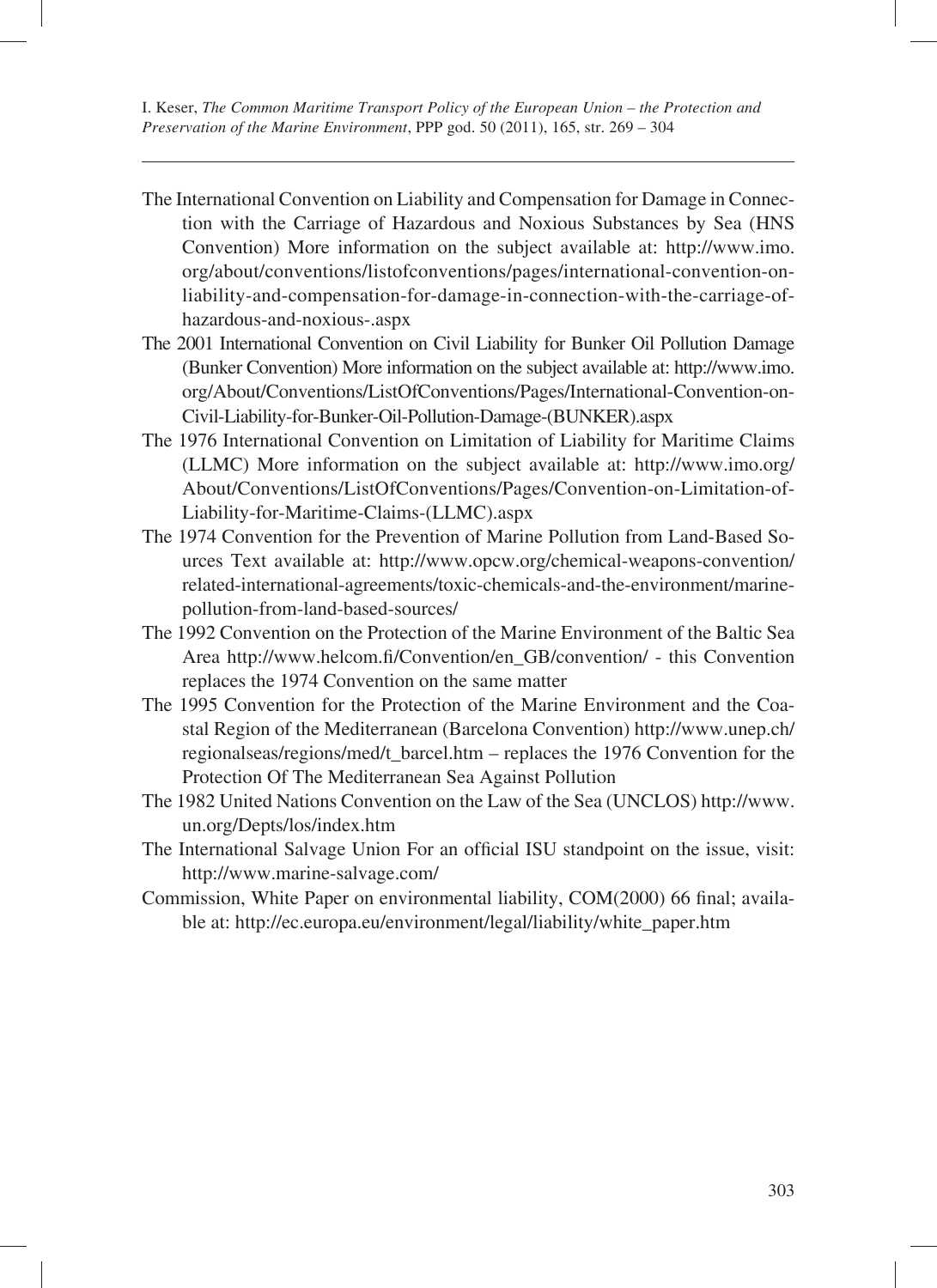The International Convention on Liability and Compensation for Damage in Connection with the Carriage of Hazardous and Noxious Substances by Sea (HNS Convention) More information on the subject available at: http://www.imo.org/about/conventions/listofconventions/pages/international-convention-on-liability-and-compensation-for-damage-in-connection-with-the-carriage-of-hazardous-and-noxious-.aspx

The 2001 International Convention on Civil Liability for Bunker Oil Pollution Damage (Bunker Convention) More information on the subject available at: http://www.imo.org/About/Conventions/ListOfConventions/Pages/International-Convention-on-Civil-Liability-for-Bunker-Oil-Pollution-Damage-(BUNKER).aspx

The 1976 International Convention on Limitation of Liability for Maritime Claims (LLMC) More information on the subject available at: http://www.imo.org/About/Conventions/ListOfConventions/Pages/Convention-on-Limitation-of-Liability-for-Maritime-Claims-(LLMC).aspx

The 1974 Convention for the Prevention of Marine Pollution from Land-Based Sources Text available at: http://www.opcw.org/chemical-weapons-convention/related-international-agreements/toxic-chemicals-and-the-environment/marine-pollution-from-land-based-sources/

The 1992 Convention on the Protection of the Marine Environment of the Baltic Sea Area http://www.helcom.fi/Convention/en_GB/convention/ - this Convention replaces the 1974 Convention on the same matter

The 1995 Convention for the Protection of the Marine Environment and the Coastal Region of the Mediterranean (Barcelona Convention) http://www.unep.ch/regionalseas/regions/med/t_barcel.htm – replaces the 1976 Convention for the Protection Of The Mediterranean Sea Against Pollution

The 1982 United Nations Convention on the Law of the Sea (UNCLOS) http://www.un.org/Depts/los/index.htm

The International Salvage Union For an official ISU standpoint on the issue, visit: http://www.marine-salvage.com/

Commission, White Paper on environmental liability, COM(2000) 66 final; available at: http://ec.europa.eu/environment/legal/liability/white_paper.htm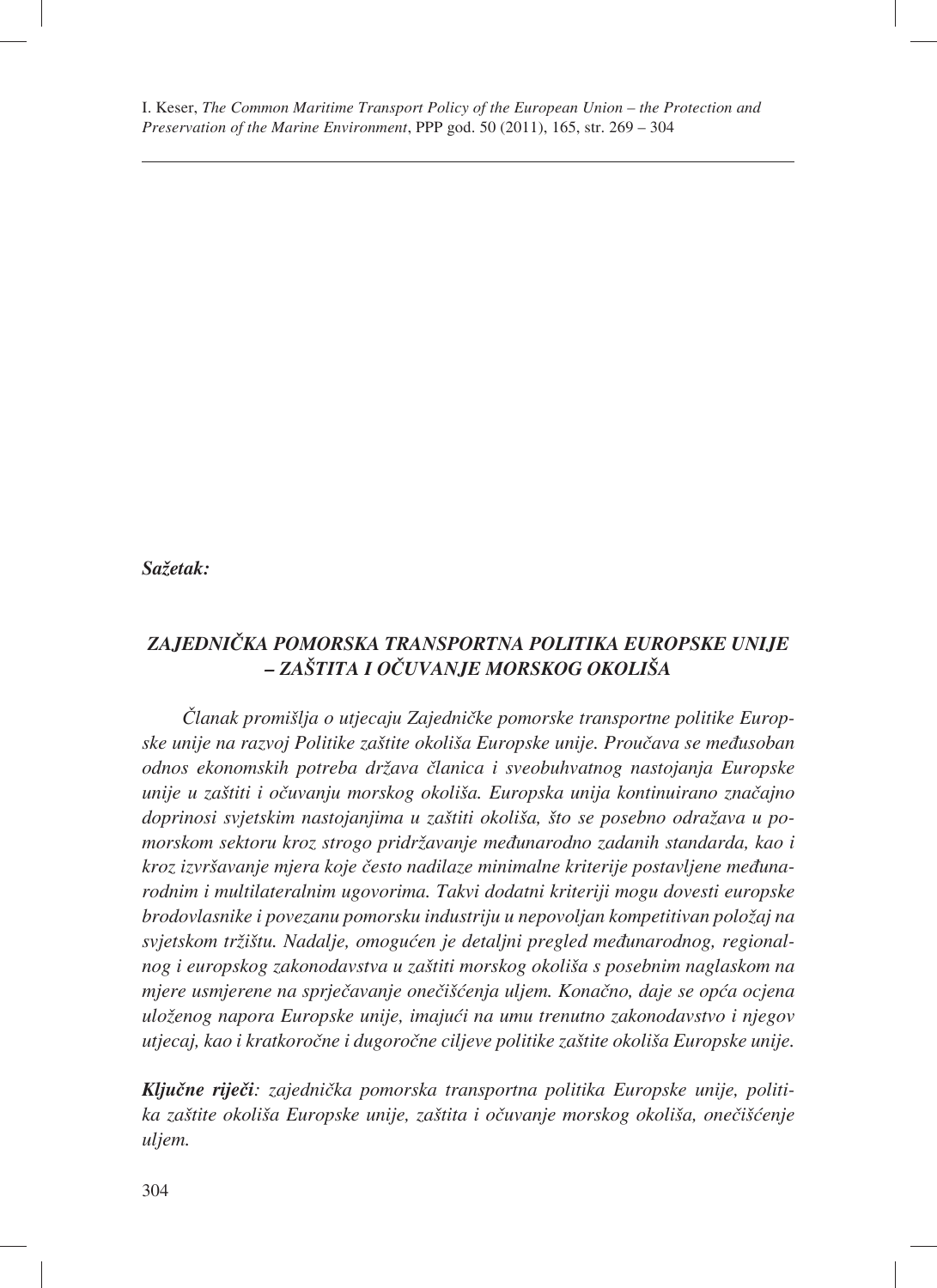***Sažetak:***

## *ZAJEDNIČKA POMORSKA TRANSPORTNA POLITIKA EUROPSKE UNIJE – ZAŠTITA I OČUVANJE MORSKOG OKOLIŠA*

*Članak promišlja o utjecaju Zajedničke pomorske transportne politike Europske unije na razvoj Politike zaštite okoliša Europske unije. Proučava se međusoban odnos ekonomskih potreba država članica i sveobuhvatnog nastojanja Europske unije u zaštiti i očuvanju morskog okoliša. Europska unija kontinuirano značajno doprinosi svjetskim nastojanjima u zaštiti okoliša, što se posebno odražava u pomorskom sektoru kroz strogo pridržavanje međunarodno zadanih standarda, kao i kroz izvršavanje mjera koje često nadilaze minimalne kriterije postavljene međunarodnim i multilateralnim ugovorima. Takvi dodatni kriteriji mogu dovesti europske brodovlasnike i povezanu pomorsku industriju u nepovoljan kompetitivan položaj na svjetskom tržištu. Nadalje, omogućen je detaljni pregled međunarodnog, regionalnog i europskog zakonodavstva u zaštiti morskog okoliša s posebnim naglaskom na mjere usmjerene na sprječavanje onečišćenja uljem. Konačno, daje se opća ocjena uloženog napora Europske unije, imajući na umu trenutno zakonodavstvo i njegov utjecaj, kao i kratkoročne i dugoročne ciljeve politike zaštite okoliša Europske unije.*

***Ključne riječi****: zajednička pomorska transportna politika Europske unije, politika zaštite okoliša Europske unije, zaštita i očuvanje morskog okoliša, onečišćenje uljem.*